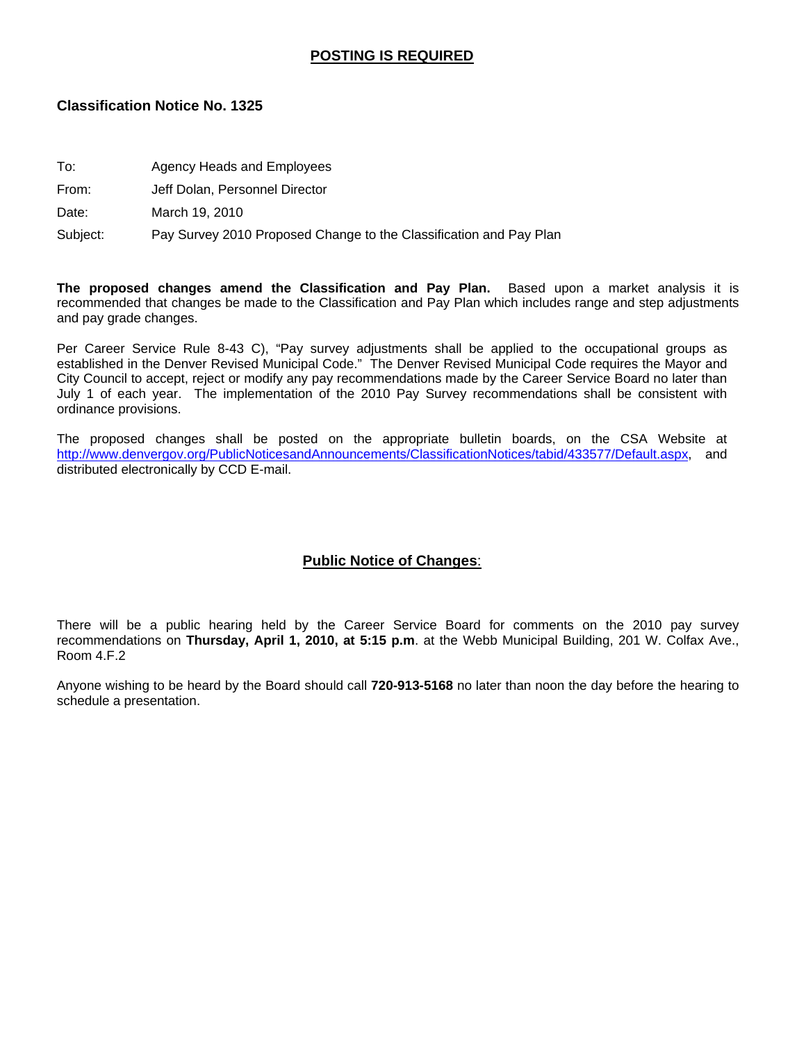**POSTING IS REQUIRED**

## Classification Notice No. 1325

To: Agency Heads and Employees

From: Jeff Dolan, Personnel Director

Date: March 19, 2010

Subject: Pay Survey 2010 Proposed Change to the Classification and Pay Plan

**The proposed changes amend the Classification and Pay Plan.** Based upon a market analysis it is recommended that changes be made to the Classification and Pay Plan which includes range and step adjustments and pay grade changes.

Per Career Service Rule 8-43 C), "Pay survey adjustments shall be applied to the occupational groups as established in the Denver Revised Municipal Code." The Denver Revised Municipal Code requires the Mayor and City Council to accept, reject or modify any pay recommendations made by the Career Service Board no later than July 1 of each year. The implementation of the 2010 Pay Survey recommendations shall be consistent with ordinance provisions.

The proposed changes shall be posted on the appropriate bulletin boards, on the CSA Website at http://www.denvergov.org/PublicNoticesandAnnouncements/ClassificationNotices/tabid/433577/Default.aspx, and distributed electronically by CCD E-mail.

**Public Notice of Changes**:

There will be a public hearing held by the Career Service Board for comments on the 2010 pay survey recommendations on **Thursday, April 1, 2010, at 5:15 p.m**. at the Webb Municipal Building, 201 W. Colfax Ave., Room 4.F.2

Anyone wishing to be heard by the Board should call **720-913-5168** no later than noon the day before the hearing to schedule a presentation.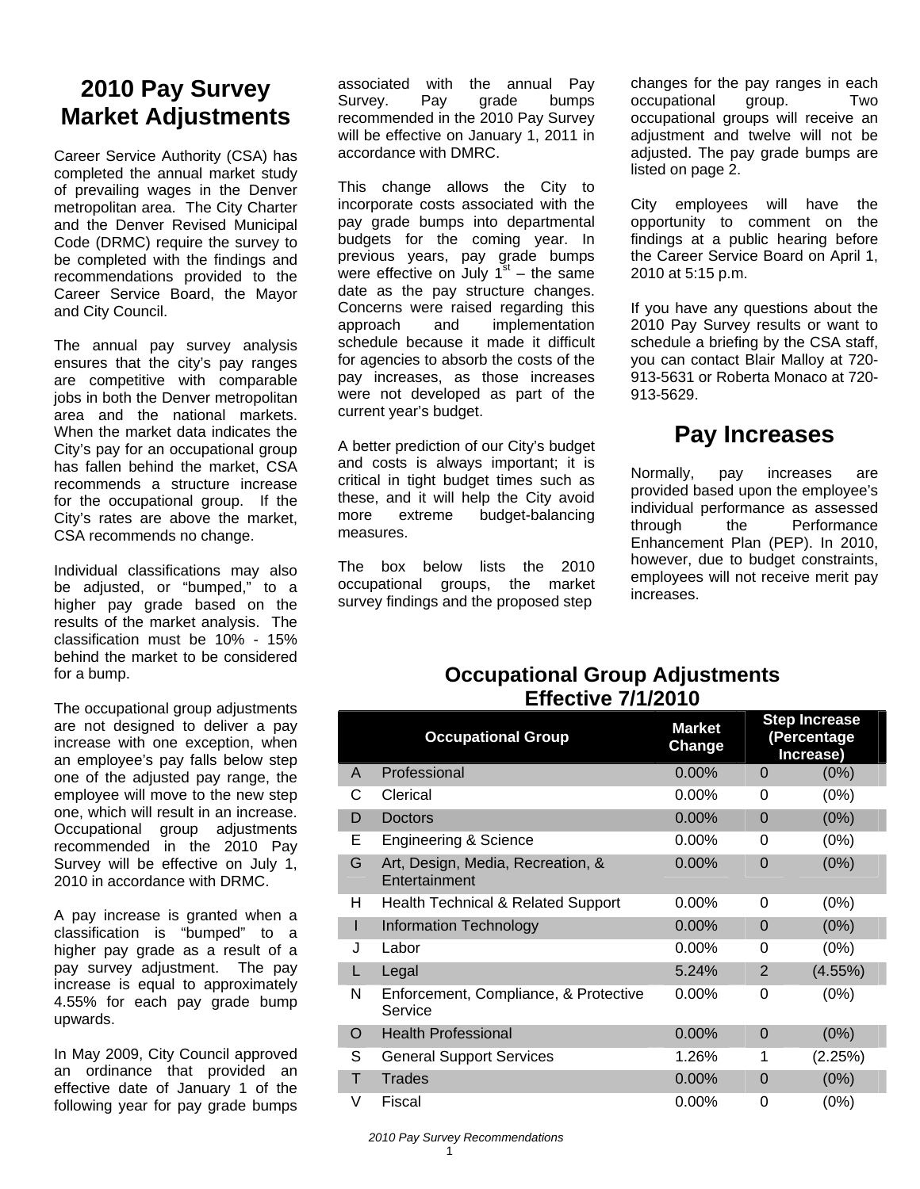# 2010 Pay Survey Market Adjustments

Career Service Authority (CSA) has completed the annual market study of prevailing wages in the Denver metropolitan area. The City Charter and the Denver Revised Municipal Code (DRMC) require the survey to be completed with the findings and recommendations provided to the Career Service Board, the Mayor and City Council.

The annual pay survey analysis ensures that the city's pay ranges are competitive with comparable jobs in both the Denver metropolitan area and the national markets. When the market data indicates the City's pay for an occupational group has fallen behind the market, CSA recommends a structure increase for the occupational group. If the City's rates are above the market, CSA recommends no change.

Individual classifications may also be adjusted, or "bumped," to a higher pay grade based on the results of the market analysis. The classification must be 10% - 15% behind the market to be considered for a bump.

The occupational group adjustments are not designed to deliver a pay increase with one exception, when an employee's pay falls below step one of the adjusted pay range, the employee will move to the new step one, which will result in an increase. Occupational group adjustments recommended in the 2010 Pay Survey will be effective on July 1, 2010 in accordance with DRMC.

A pay increase is granted when a classification is "bumped" to a higher pay grade as a result of a pay survey adjustment. The pay increase is equal to approximately 4.55% for each pay grade bump upwards.

In May 2009, City Council approved an ordinance that provided an effective date of January 1 of the following year for pay grade bumps associated with the annual Pay Survey. Pay grade bumps recommended in the 2010 Pay Survey will be effective on January 1, 2011 in accordance with DMRC.

This change allows the City to incorporate costs associated with the pay grade bumps into departmental budgets for the coming year. In previous years, pay grade bumps were effective on July 1st – the same date as the pay structure changes. Concerns were raised regarding this approach and implementation schedule because it made it difficult for agencies to absorb the costs of the pay increases, as those increases were not developed as part of the current year's budget.

A better prediction of our City's budget and costs is always important; it is critical in tight budget times such as these, and it will help the City avoid more extreme budget-balancing measures.

The box below lists the 2010 occupational groups, the market survey findings and the proposed step changes for the pay ranges in each occupational group. Two occupational groups will receive an adjustment and twelve will not be adjusted. The pay grade bumps are listed on page 2.

City employees will have the opportunity to comment on the findings at a public hearing before the Career Service Board on April 1, 2010 at 5:15 p.m.

If you have any questions about the 2010 Pay Survey results or want to schedule a briefing by the CSA staff, you can contact Blair Malloy at 720-913-5631 or Roberta Monaco at 720-913-5629.

# Pay Increases

Normally, pay increases are provided based upon the employee's individual performance as assessed through the Performance Enhancement Plan (PEP). In 2010, however, due to budget constraints, employees will not receive merit pay increases.

## Occupational Group Adjustments Effective 7/1/2010

| | Occupational Group | Market Change | Step Increase (Percentage Increase) | |
|---|---|---|---|---|
| A | Professional | 0.00% | 0 | (0%) |
| C | Clerical | 0.00% | 0 | (0%) |
| D | Doctors | 0.00% | 0 | (0%) |
| E | Engineering & Science | 0.00% | 0 | (0%) |
| G | Art, Design, Media, Recreation, & Entertainment | 0.00% | 0 | (0%) |
| H | Health Technical & Related Support | 0.00% | 0 | (0%) |
| I | Information Technology | 0.00% | 0 | (0%) |
| J | Labor | 0.00% | 0 | (0%) |
| L | Legal | 5.24% | 2 | (4.55%) |
| N | Enforcement, Compliance, & Protective Service | 0.00% | 0 | (0%) |
| O | Health Professional | 0.00% | 0 | (0%) |
| S | General Support Services | 1.26% | 1 | (2.25%) |
| T | Trades | 0.00% | 0 | (0%) |
| V | Fiscal | 0.00% | 0 | (0%) |

*2010 Pay Survey Recommendations*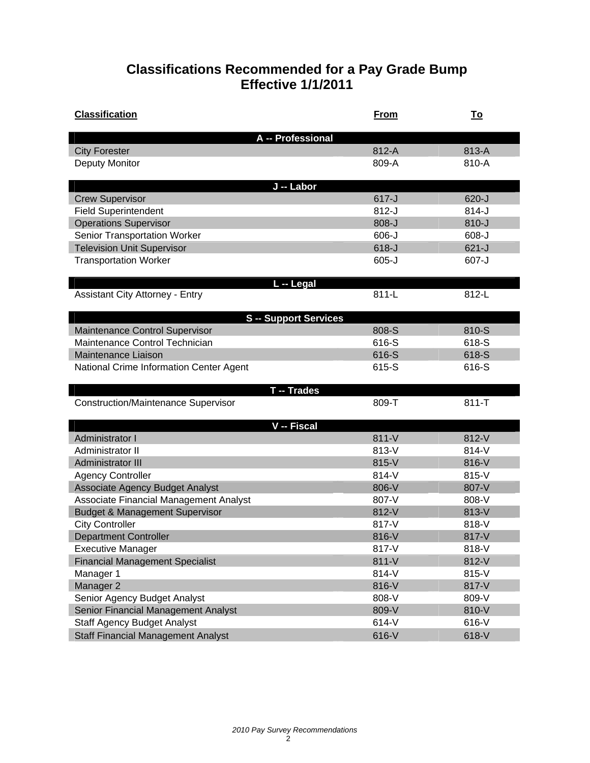# Classifications Recommended for a Pay Grade Bump
## Effective 1/1/2011

| Classification | From | To |
|---|---|---|
| **A -- Professional** | | |
| City Forester | 812-A | 813-A |
| Deputy Monitor | 809-A | 810-A |
| **J -- Labor** | | |
| Crew Supervisor | 617-J | 620-J |
| Field Superintendent | 812-J | 814-J |
| Operations Supervisor | 808-J | 810-J |
| Senior Transportation Worker | 606-J | 608-J |
| Television Unit Supervisor | 618-J | 621-J |
| Transportation Worker | 605-J | 607-J |
| **L -- Legal** | | |
| Assistant City Attorney - Entry | 811-L | 812-L |
| **S -- Support Services** | | |
| Maintenance Control Supervisor | 808-S | 810-S |
| Maintenance Control Technician | 616-S | 618-S |
| Maintenance Liaison | 616-S | 618-S |
| National Crime Information Center Agent | 615-S | 616-S |
| **T -- Trades** | | |
| Construction/Maintenance Supervisor | 809-T | 811-T |
| **V -- Fiscal** | | |
| Administrator I | 811-V | 812-V |
| Administrator II | 813-V | 814-V |
| Administrator III | 815-V | 816-V |
| Agency Controller | 814-V | 815-V |
| Associate Agency Budget Analyst | 806-V | 807-V |
| Associate Financial Management Analyst | 807-V | 808-V |
| Budget & Management Supervisor | 812-V | 813-V |
| City Controller | 817-V | 818-V |
| Department Controller | 816-V | 817-V |
| Executive Manager | 817-V | 818-V |
| Financial Management Specialist | 811-V | 812-V |
| Manager 1 | 814-V | 815-V |
| Manager 2 | 816-V | 817-V |
| Senior Agency Budget Analyst | 808-V | 809-V |
| Senior Financial Management Analyst | 809-V | 810-V |
| Staff Agency Budget Analyst | 614-V | 616-V |
| Staff Financial Management Analyst | 616-V | 618-V |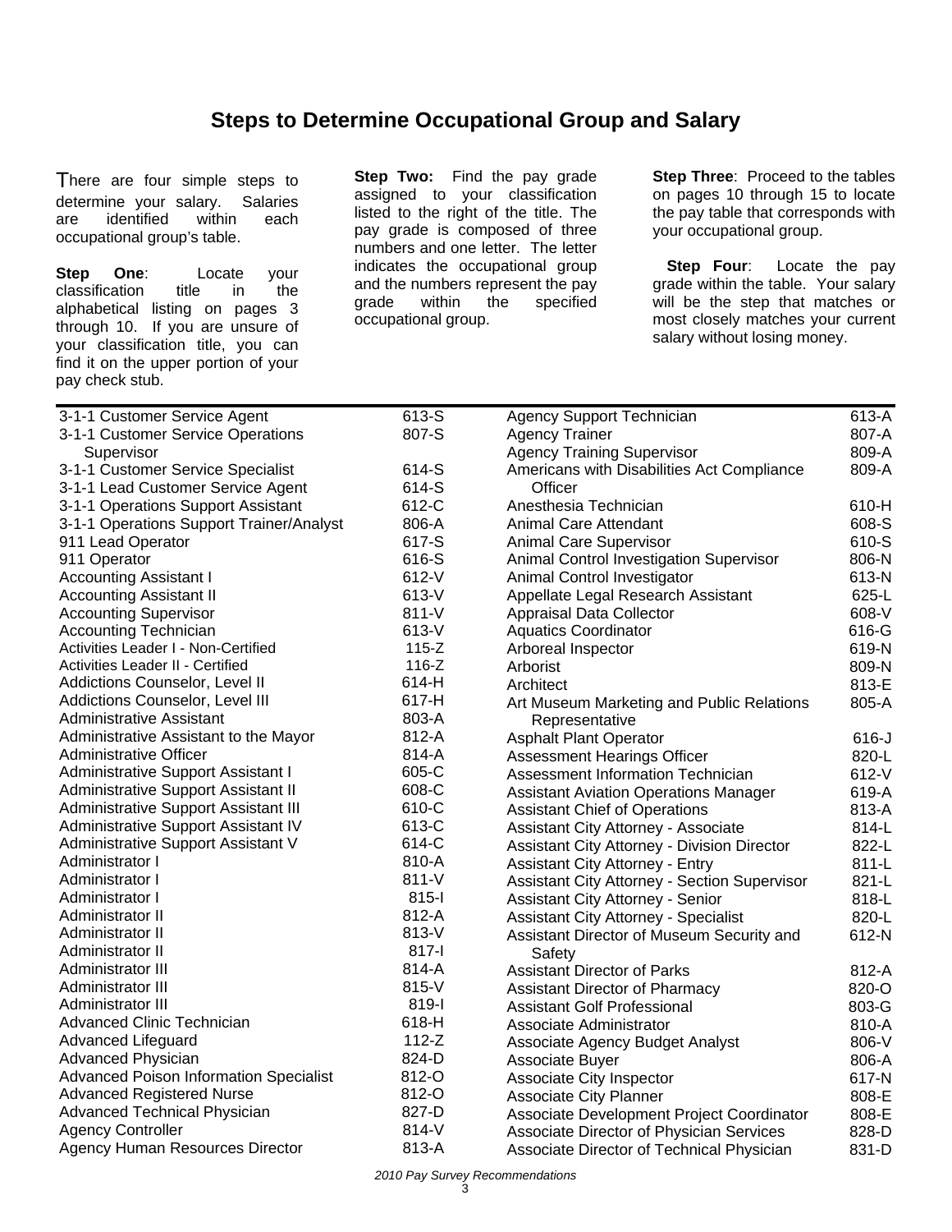## Steps to Determine Occupational Group and Salary

There are four simple steps to determine your salary. Salaries are identified within each occupational group's table.

**Step One**: Locate your classification title in the alphabetical listing on pages 3 through 10. If you are unsure of your classification title, you can find it on the upper portion of your pay check stub.

**Step Two:** Find the pay grade assigned to your classification listed to the right of the title. The pay grade is composed of three numbers and one letter. The letter indicates the occupational group and the numbers represent the pay grade within the specified occupational group.

**Step Three**: Proceed to the tables on pages 10 through 15 to locate the pay table that corresponds with your occupational group.

**Step Four**: Locate the pay grade within the table. Your salary will be the step that matches or most closely matches your current salary without losing money.

| Classification Title | Pay Grade |
|---|---|
| 3-1-1 Customer Service Agent | 613-S |
| 3-1-1 Customer Service Operations Supervisor | 807-S |
| 3-1-1 Customer Service Specialist | 614-S |
| 3-1-1 Lead Customer Service Agent | 614-S |
| 3-1-1 Operations Support Assistant | 612-C |
| 3-1-1 Operations Support Trainer/Analyst | 806-A |
| 911 Lead Operator | 617-S |
| 911 Operator | 616-S |
| Accounting Assistant I | 612-V |
| Accounting Assistant II | 613-V |
| Accounting Supervisor | 811-V |
| Accounting Technician | 613-V |
| Activities Leader I - Non-Certified | 115-Z |
| Activities Leader II - Certified | 116-Z |
| Addictions Counselor, Level II | 614-H |
| Addictions Counselor, Level III | 617-H |
| Administrative Assistant | 803-A |
| Administrative Assistant to the Mayor | 812-A |
| Administrative Officer | 814-A |
| Administrative Support Assistant I | 605-C |
| Administrative Support Assistant II | 608-C |
| Administrative Support Assistant III | 610-C |
| Administrative Support Assistant IV | 613-C |
| Administrative Support Assistant V | 614-C |
| Administrator I | 810-A |
| Administrator I | 811-V |
| Administrator I | 815-I |
| Administrator II | 812-A |
| Administrator II | 813-V |
| Administrator II | 817-I |
| Administrator III | 814-A |
| Administrator III | 815-V |
| Administrator III | 819-I |
| Advanced Clinic Technician | 618-H |
| Advanced Lifeguard | 112-Z |
| Advanced Physician | 824-D |
| Advanced Poison Information Specialist | 812-O |
| Advanced Registered Nurse | 812-O |
| Advanced Technical Physician | 827-D |
| Agency Controller | 814-V |
| Agency Human Resources Director | 813-A |
| Agency Support Technician | 613-A |
| Agency Trainer | 807-A |
| Agency Training Supervisor | 809-A |
| Americans with Disabilities Act Compliance Officer | 809-A |
| Anesthesia Technician | 610-H |
| Animal Care Attendant | 608-S |
| Animal Care Supervisor | 610-S |
| Animal Control Investigation Supervisor | 806-N |
| Animal Control Investigator | 613-N |
| Appellate Legal Research Assistant | 625-L |
| Appraisal Data Collector | 608-V |
| Aquatics Coordinator | 616-G |
| Arboreal Inspector | 619-N |
| Arborist | 809-N |
| Architect | 813-E |
| Art Museum Marketing and Public Relations Representative | 805-A |
| Asphalt Plant Operator | 616-J |
| Assessment Hearings Officer | 820-L |
| Assessment Information Technician | 612-V |
| Assistant Aviation Operations Manager | 619-A |
| Assistant Chief of Operations | 813-A |
| Assistant City Attorney - Associate | 814-L |
| Assistant City Attorney - Division Director | 822-L |
| Assistant City Attorney - Entry | 811-L |
| Assistant City Attorney - Section Supervisor | 821-L |
| Assistant City Attorney - Senior | 818-L |
| Assistant City Attorney - Specialist | 820-L |
| Assistant Director of Museum Security and Safety | 612-N |
| Assistant Director of Parks | 812-A |
| Assistant Director of Pharmacy | 820-O |
| Assistant Golf Professional | 803-G |
| Associate Administrator | 810-A |
| Associate Agency Budget Analyst | 806-V |
| Associate Buyer | 806-A |
| Associate City Inspector | 617-N |
| Associate City Planner | 808-E |
| Associate Development Project Coordinator | 808-E |
| Associate Director of Physician Services | 828-D |
| Associate Director of Technical Physician | 831-D |

*2010 Pay Survey Recommendations*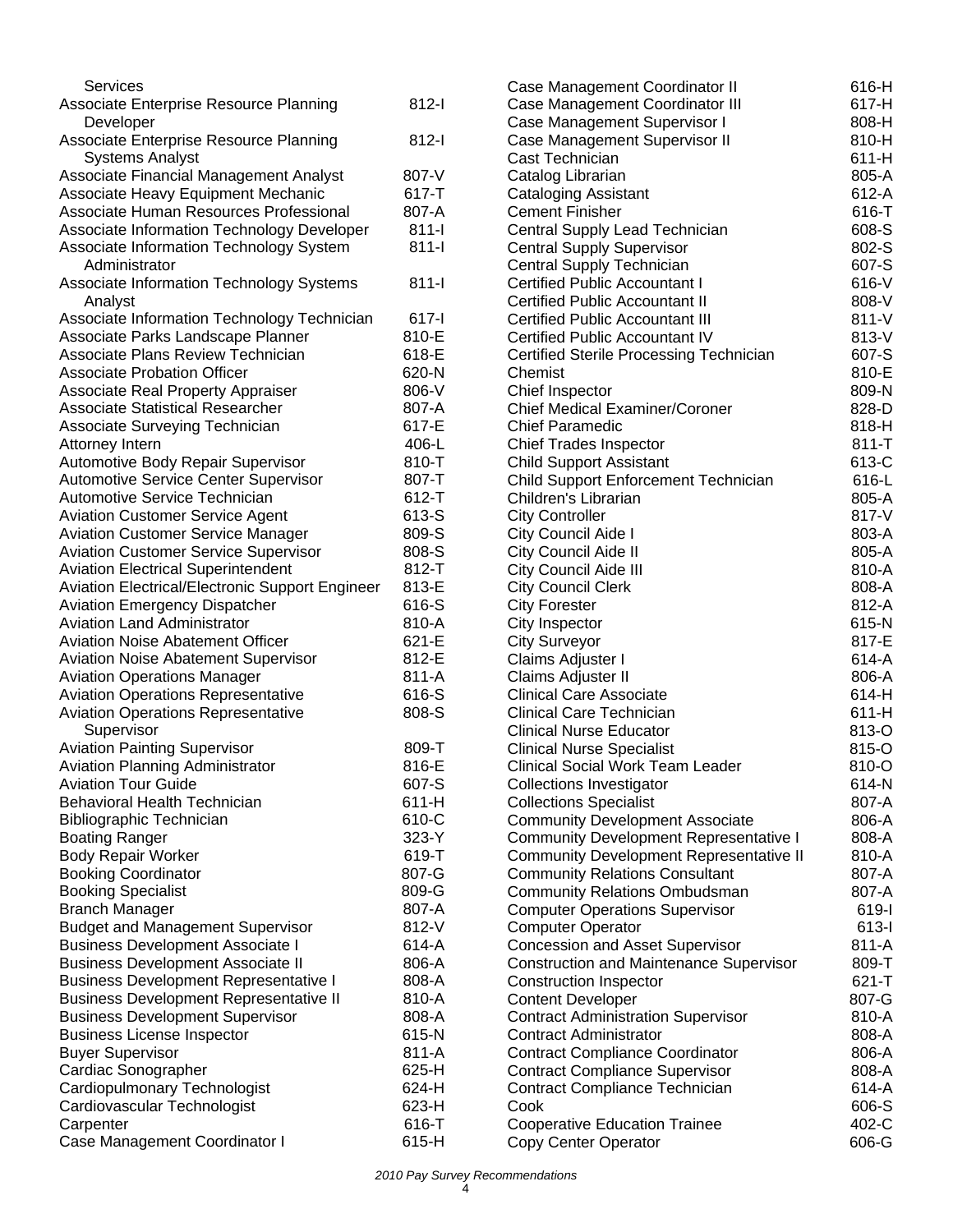| Classification | Grade |
|---|---|
| Services | |
| Associate Enterprise Resource Planning Developer | 812-I |
| Associate Enterprise Resource Planning Systems Analyst | 812-I |
| Associate Financial Management Analyst | 807-V |
| Associate Heavy Equipment Mechanic | 617-T |
| Associate Human Resources Professional | 807-A |
| Associate Information Technology Developer | 811-I |
| Associate Information Technology System Administrator | 811-I |
| Associate Information Technology Systems Analyst | 811-I |
| Associate Information Technology Technician | 617-I |
| Associate Parks Landscape Planner | 810-E |
| Associate Plans Review Technician | 618-E |
| Associate Probation Officer | 620-N |
| Associate Real Property Appraiser | 806-V |
| Associate Statistical Researcher | 807-A |
| Associate Surveying Technician | 617-E |
| Attorney Intern | 406-L |
| Automotive Body Repair Supervisor | 810-T |
| Automotive Service Center Supervisor | 807-T |
| Automotive Service Technician | 612-T |
| Aviation Customer Service Agent | 613-S |
| Aviation Customer Service Manager | 809-S |
| Aviation Customer Service Supervisor | 808-S |
| Aviation Electrical Superintendent | 812-T |
| Aviation Electrical/Electronic Support Engineer | 813-E |
| Aviation Emergency Dispatcher | 616-S |
| Aviation Land Administrator | 810-A |
| Aviation Noise Abatement Officer | 621-E |
| Aviation Noise Abatement Supervisor | 812-E |
| Aviation Operations Manager | 811-A |
| Aviation Operations Representative | 616-S |
| Aviation Operations Representative Supervisor | 808-S |
| Aviation Painting Supervisor | 809-T |
| Aviation Planning Administrator | 816-E |
| Aviation Tour Guide | 607-S |
| Behavioral Health Technician | 611-H |
| Bibliographic Technician | 610-C |
| Boating Ranger | 323-Y |
| Body Repair Worker | 619-T |
| Booking Coordinator | 807-G |
| Booking Specialist | 809-G |
| Branch Manager | 807-A |
| Budget and Management Supervisor | 812-V |
| Business Development Associate I | 614-A |
| Business Development Associate II | 806-A |
| Business Development Representative I | 808-A |
| Business Development Representative II | 810-A |
| Business Development Supervisor | 808-A |
| Business License Inspector | 615-N |
| Buyer Supervisor | 811-A |
| Cardiac Sonographer | 625-H |
| Cardiopulmonary Technologist | 624-H |
| Cardiovascular Technologist | 623-H |
| Carpenter | 616-T |
| Case Management Coordinator I | 615-H |
| Case Management Coordinator II | 616-H |
| Case Management Coordinator III | 617-H |
| Case Management Supervisor I | 808-H |
| Case Management Supervisor II | 810-H |
| Cast Technician | 611-H |
| Catalog Librarian | 805-A |
| Cataloging Assistant | 612-A |
| Cement Finisher | 616-T |
| Central Supply Lead Technician | 608-S |
| Central Supply Supervisor | 802-S |
| Central Supply Technician | 607-S |
| Certified Public Accountant I | 616-V |
| Certified Public Accountant II | 808-V |
| Certified Public Accountant III | 811-V |
| Certified Public Accountant IV | 813-V |
| Certified Sterile Processing Technician | 607-S |
| Chemist | 810-E |
| Chief Inspector | 809-N |
| Chief Medical Examiner/Coroner | 828-D |
| Chief Paramedic | 818-H |
| Chief Trades Inspector | 811-T |
| Child Support Assistant | 613-C |
| Child Support Enforcement Technician | 616-L |
| Children's Librarian | 805-A |
| City Controller | 817-V |
| City Council Aide I | 803-A |
| City Council Aide II | 805-A |
| City Council Aide III | 810-A |
| City Council Clerk | 808-A |
| City Forester | 812-A |
| City Inspector | 615-N |
| City Surveyor | 817-E |
| Claims Adjuster I | 614-A |
| Claims Adjuster II | 806-A |
| Clinical Care Associate | 614-H |
| Clinical Care Technician | 611-H |
| Clinical Nurse Educator | 813-O |
| Clinical Nurse Specialist | 815-O |
| Clinical Social Work Team Leader | 810-O |
| Collections Investigator | 614-N |
| Collections Specialist | 807-A |
| Community Development Associate | 806-A |
| Community Development Representative I | 808-A |
| Community Development Representative II | 810-A |
| Community Relations Consultant | 807-A |
| Community Relations Ombudsman | 807-A |
| Computer Operations Supervisor | 619-I |
| Computer Operator | 613-I |
| Concession and Asset Supervisor | 811-A |
| Construction and Maintenance Supervisor | 809-T |
| Construction Inspector | 621-T |
| Content Developer | 807-G |
| Contract Administration Supervisor | 810-A |
| Contract Administrator | 808-A |
| Contract Compliance Coordinator | 806-A |
| Contract Compliance Supervisor | 808-A |
| Contract Compliance Technician | 614-A |
| Cook | 606-S |
| Cooperative Education Trainee | 402-C |
| Copy Center Operator | 606-G |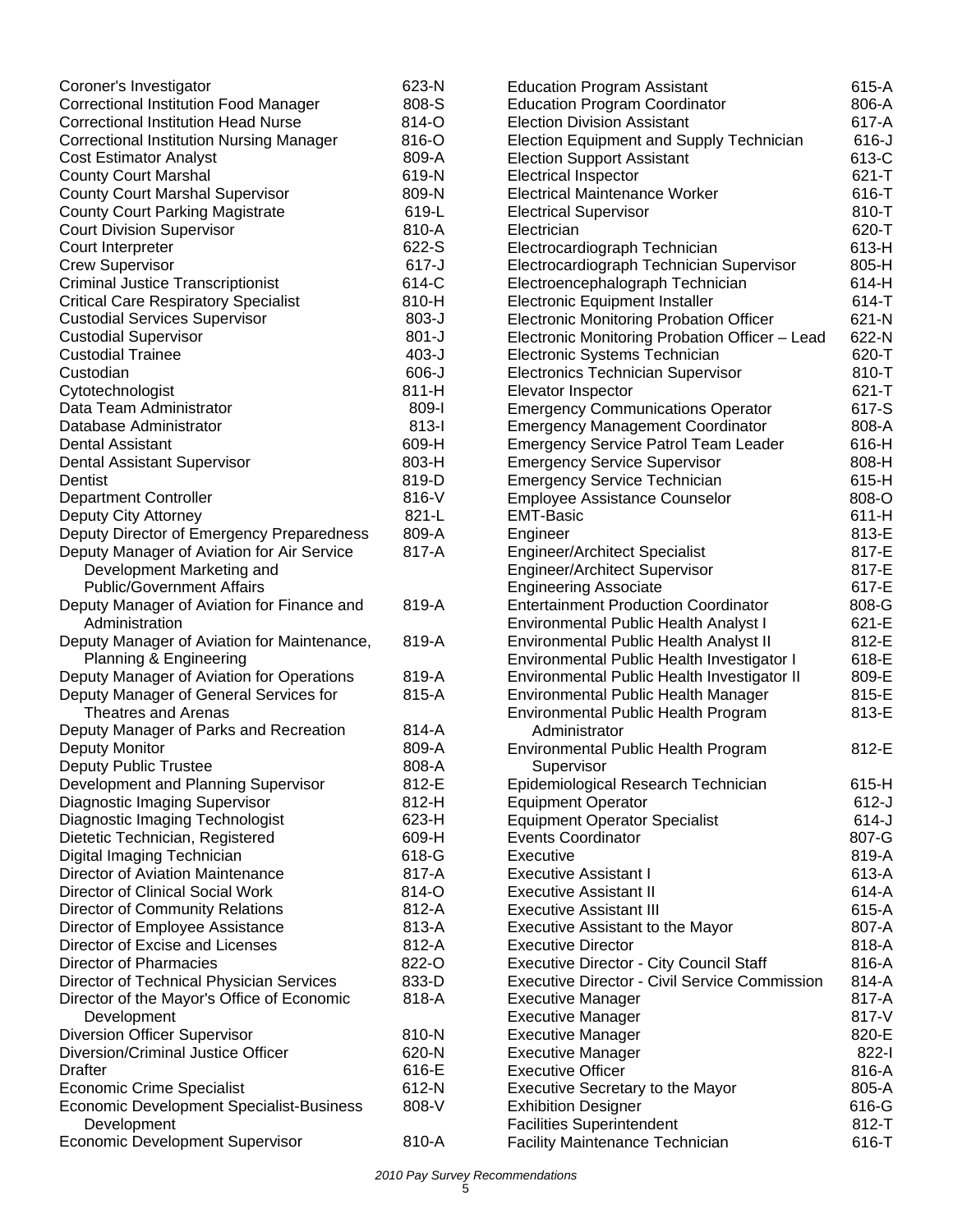| Job Title | Grade |
|---|---|
| Coroner's Investigator | 623-N |
| Correctional Institution Food Manager | 808-S |
| Correctional Institution Head Nurse | 814-O |
| Correctional Institution Nursing Manager | 816-O |
| Cost Estimator Analyst | 809-A |
| County Court Marshal | 619-N |
| County Court Marshal Supervisor | 809-N |
| County Court Parking Magistrate | 619-L |
| Court Division Supervisor | 810-A |
| Court Interpreter | 622-S |
| Crew Supervisor | 617-J |
| Criminal Justice Transcriptionist | 614-C |
| Critical Care Respiratory Specialist | 810-H |
| Custodial Services Supervisor | 803-J |
| Custodial Supervisor | 801-J |
| Custodial Trainee | 403-J |
| Custodian | 606-J |
| Cytotechnologist | 811-H |
| Data Team Administrator | 809-I |
| Database Administrator | 813-I |
| Dental Assistant | 609-H |
| Dental Assistant Supervisor | 803-H |
| Dentist | 819-D |
| Department Controller | 816-V |
| Deputy City Attorney | 821-L |
| Deputy Director of Emergency Preparedness | 809-A |
| Deputy Manager of Aviation for Air Service Development Marketing and Public/Government Affairs | 817-A |
| Deputy Manager of Aviation for Finance and Administration | 819-A |
| Deputy Manager of Aviation for Maintenance, Planning & Engineering | 819-A |
| Deputy Manager of Aviation for Operations | 819-A |
| Deputy Manager of General Services for Theatres and Arenas | 815-A |
| Deputy Manager of Parks and Recreation | 814-A |
| Deputy Monitor | 809-A |
| Deputy Public Trustee | 808-A |
| Development and Planning Supervisor | 812-E |
| Diagnostic Imaging Supervisor | 812-H |
| Diagnostic Imaging Technologist | 623-H |
| Dietetic Technician, Registered | 609-H |
| Digital Imaging Technician | 618-G |
| Director of Aviation Maintenance | 817-A |
| Director of Clinical Social Work | 814-O |
| Director of Community Relations | 812-A |
| Director of Employee Assistance | 813-A |
| Director of Excise and Licenses | 812-A |
| Director of Pharmacies | 822-O |
| Director of Technical Physician Services | 833-D |
| Director of the Mayor's Office of Economic Development | 818-A |
| Diversion Officer Supervisor | 810-N |
| Diversion/Criminal Justice Officer | 620-N |
| Drafter | 616-E |
| Economic Crime Specialist | 612-N |
| Economic Development Specialist-Business Development | 808-V |
| Economic Development Supervisor | 810-A |
| Education Program Assistant | 615-A |
| Education Program Coordinator | 806-A |
| Election Division Assistant | 617-A |
| Election Equipment and Supply Technician | 616-J |
| Election Support Assistant | 613-C |
| Electrical Inspector | 621-T |
| Electrical Maintenance Worker | 616-T |
| Electrical Supervisor | 810-T |
| Electrician | 620-T |
| Electrocardiograph Technician | 613-H |
| Electrocardiograph Technician Supervisor | 805-H |
| Electroencephalograph Technician | 614-H |
| Electronic Equipment Installer | 614-T |
| Electronic Monitoring Probation Officer | 621-N |
| Electronic Monitoring Probation Officer – Lead | 622-N |
| Electronic Systems Technician | 620-T |
| Electronics Technician Supervisor | 810-T |
| Elevator Inspector | 621-T |
| Emergency Communications Operator | 617-S |
| Emergency Management Coordinator | 808-A |
| Emergency Service Patrol Team Leader | 616-H |
| Emergency Service Supervisor | 808-H |
| Emergency Service Technician | 615-H |
| Employee Assistance Counselor | 808-O |
| EMT-Basic | 611-H |
| Engineer | 813-E |
| Engineer/Architect Specialist | 817-E |
| Engineer/Architect Supervisor | 817-E |
| Engineering Associate | 617-E |
| Entertainment Production Coordinator | 808-G |
| Environmental Public Health Analyst I | 621-E |
| Environmental Public Health Analyst II | 812-E |
| Environmental Public Health Investigator I | 618-E |
| Environmental Public Health Investigator II | 809-E |
| Environmental Public Health Manager | 815-E |
| Environmental Public Health Program Administrator | 813-E |
| Environmental Public Health Program Supervisor | 812-E |
| Epidemiological Research Technician | 615-H |
| Equipment Operator | 612-J |
| Equipment Operator Specialist | 614-J |
| Events Coordinator | 807-G |
| Executive | 819-A |
| Executive Assistant I | 613-A |
| Executive Assistant II | 614-A |
| Executive Assistant III | 615-A |
| Executive Assistant to the Mayor | 807-A |
| Executive Director | 818-A |
| Executive Director - City Council Staff | 816-A |
| Executive Director - Civil Service Commission | 814-A |
| Executive Manager | 817-A |
| Executive Manager | 817-V |
| Executive Manager | 820-E |
| Executive Manager | 822-I |
| Executive Officer | 816-A |
| Executive Secretary to the Mayor | 805-A |
| Exhibition Designer | 616-G |
| Facilities Superintendent | 812-T |
| Facility Maintenance Technician | 616-T |

*2010 Pay Survey Recommendations*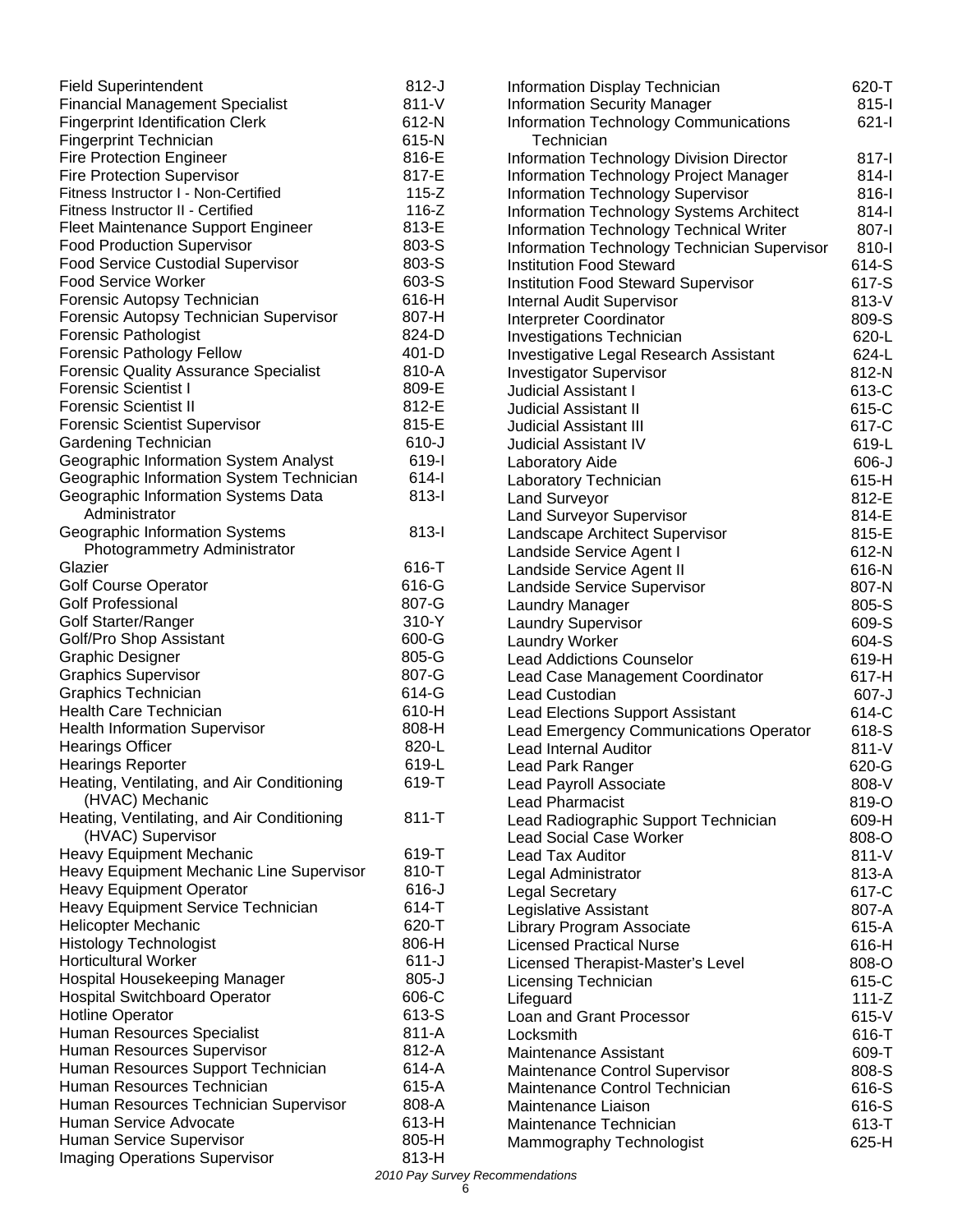| Title | Grade |
|---|---|
| Field Superintendent | 812-J |
| Financial Management Specialist | 811-V |
| Fingerprint Identification Clerk | 612-N |
| Fingerprint Technician | 615-N |
| Fire Protection Engineer | 816-E |
| Fire Protection Supervisor | 817-E |
| Fitness Instructor I - Non-Certified | 115-Z |
| Fitness Instructor II - Certified | 116-Z |
| Fleet Maintenance Support Engineer | 813-E |
| Food Production Supervisor | 803-S |
| Food Service Custodial Supervisor | 803-S |
| Food Service Worker | 603-S |
| Forensic Autopsy Technician | 616-H |
| Forensic Autopsy Technician Supervisor | 807-H |
| Forensic Pathologist | 824-D |
| Forensic Pathology Fellow | 401-D |
| Forensic Quality Assurance Specialist | 810-A |
| Forensic Scientist I | 809-E |
| Forensic Scientist II | 812-E |
| Forensic Scientist Supervisor | 815-E |
| Gardening Technician | 610-J |
| Geographic Information System Analyst | 619-I |
| Geographic Information System Technician | 614-I |
| Geographic Information Systems Data Administrator | 813-I |
| Geographic Information Systems Photogrammetry Administrator | 813-I |
| Glazier | 616-T |
| Golf Course Operator | 616-G |
| Golf Professional | 807-G |
| Golf Starter/Ranger | 310-Y |
| Golf/Pro Shop Assistant | 600-G |
| Graphic Designer | 805-G |
| Graphics Supervisor | 807-G |
| Graphics Technician | 614-G |
| Health Care Technician | 610-H |
| Health Information Supervisor | 808-H |
| Hearings Officer | 820-L |
| Hearings Reporter | 619-L |
| Heating, Ventilating, and Air Conditioning (HVAC) Mechanic | 619-T |
| Heating, Ventilating, and Air Conditioning (HVAC) Supervisor | 811-T |
| Heavy Equipment Mechanic | 619-T |
| Heavy Equipment Mechanic Line Supervisor | 810-T |
| Heavy Equipment Operator | 616-J |
| Heavy Equipment Service Technician | 614-T |
| Helicopter Mechanic | 620-T |
| Histology Technologist | 806-H |
| Horticultural Worker | 611-J |
| Hospital Housekeeping Manager | 805-J |
| Hospital Switchboard Operator | 606-C |
| Hotline Operator | 613-S |
| Human Resources Specialist | 811-A |
| Human Resources Supervisor | 812-A |
| Human Resources Support Technician | 614-A |
| Human Resources Technician | 615-A |
| Human Resources Technician Supervisor | 808-A |
| Human Service Advocate | 613-H |
| Human Service Supervisor | 805-H |
| Imaging Operations Supervisor | 813-H |
| Information Display Technician | 620-T |
| Information Security Manager | 815-I |
| Information Technology Communications Technician | 621-I |
| Information Technology Division Director | 817-I |
| Information Technology Project Manager | 814-I |
| Information Technology Supervisor | 816-I |
| Information Technology Systems Architect | 814-I |
| Information Technology Technical Writer | 807-I |
| Information Technology Technician Supervisor | 810-I |
| Institution Food Steward | 614-S |
| Institution Food Steward Supervisor | 617-S |
| Internal Audit Supervisor | 813-V |
| Interpreter Coordinator | 809-S |
| Investigations Technician | 620-L |
| Investigative Legal Research Assistant | 624-L |
| Investigator Supervisor | 812-N |
| Judicial Assistant I | 613-C |
| Judicial Assistant II | 615-C |
| Judicial Assistant III | 617-C |
| Judicial Assistant IV | 619-L |
| Laboratory Aide | 606-J |
| Laboratory Technician | 615-H |
| Land Surveyor | 812-E |
| Land Surveyor Supervisor | 814-E |
| Landscape Architect Supervisor | 815-E |
| Landside Service Agent I | 612-N |
| Landside Service Agent II | 616-N |
| Landside Service Supervisor | 807-N |
| Laundry Manager | 805-S |
| Laundry Supervisor | 609-S |
| Laundry Worker | 604-S |
| Lead Addictions Counselor | 619-H |
| Lead Case Management Coordinator | 617-H |
| Lead Custodian | 607-J |
| Lead Elections Support Assistant | 614-C |
| Lead Emergency Communications Operator | 618-S |
| Lead Internal Auditor | 811-V |
| Lead Park Ranger | 620-G |
| Lead Payroll Associate | 808-V |
| Lead Pharmacist | 819-O |
| Lead Radiographic Support Technician | 609-H |
| Lead Social Case Worker | 808-O |
| Lead Tax Auditor | 811-V |
| Legal Administrator | 813-A |
| Legal Secretary | 617-C |
| Legislative Assistant | 807-A |
| Library Program Associate | 615-A |
| Licensed Practical Nurse | 616-H |
| Licensed Therapist-Master's Level | 808-O |
| Licensing Technician | 615-C |
| Lifeguard | 111-Z |
| Loan and Grant Processor | 615-V |
| Locksmith | 616-T |
| Maintenance Assistant | 609-T |
| Maintenance Control Supervisor | 808-S |
| Maintenance Control Technician | 616-S |
| Maintenance Liaison | 616-S |
| Maintenance Technician | 613-T |
| Mammography Technologist | 625-H |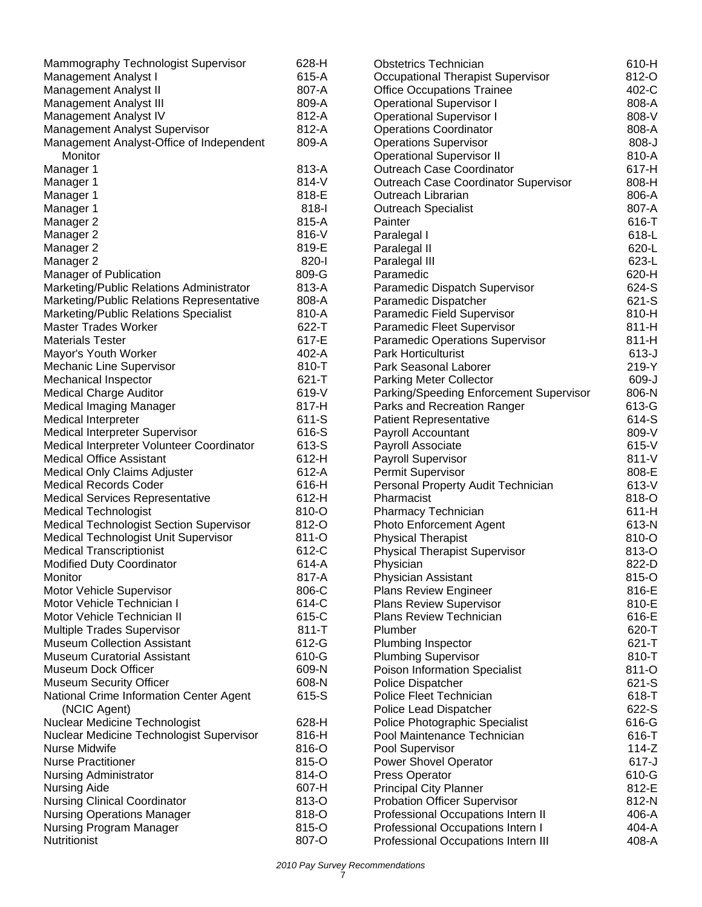| Job Title | Grade |
|---|---|
| Mammography Technologist Supervisor | 628-H |
| Management Analyst I | 615-A |
| Management Analyst II | 807-A |
| Management Analyst III | 809-A |
| Management Analyst IV | 812-A |
| Management Analyst Supervisor | 812-A |
| Management Analyst-Office of Independent Monitor | 809-A |
| Manager 1 | 813-A |
| Manager 1 | 814-V |
| Manager 1 | 818-E |
| Manager 1 | 818-I |
| Manager 2 | 815-A |
| Manager 2 | 816-V |
| Manager 2 | 819-E |
| Manager 2 | 820-I |
| Manager of Publication | 809-G |
| Marketing/Public Relations Administrator | 813-A |
| Marketing/Public Relations Representative | 808-A |
| Marketing/Public Relations Specialist | 810-A |
| Master Trades Worker | 622-T |
| Materials Tester | 617-E |
| Mayor's Youth Worker | 402-A |
| Mechanic Line Supervisor | 810-T |
| Mechanical Inspector | 621-T |
| Medical Charge Auditor | 619-V |
| Medical Imaging Manager | 817-H |
| Medical Interpreter | 611-S |
| Medical Interpreter Supervisor | 616-S |
| Medical Interpreter Volunteer Coordinator | 613-S |
| Medical Office Assistant | 612-H |
| Medical Only Claims Adjuster | 612-A |
| Medical Records Coder | 616-H |
| Medical Services Representative | 612-H |
| Medical Technologist | 810-O |
| Medical Technologist Section Supervisor | 812-O |
| Medical Technologist Unit Supervisor | 811-O |
| Medical Transcriptionist | 612-C |
| Modified Duty Coordinator | 614-A |
| Monitor | 817-A |
| Motor Vehicle Supervisor | 806-C |
| Motor Vehicle Technician I | 614-C |
| Motor Vehicle Technician II | 615-C |
| Multiple Trades Supervisor | 811-T |
| Museum Collection Assistant | 612-G |
| Museum Curatorial Assistant | 610-G |
| Museum Dock Officer | 609-N |
| Museum Security Officer | 608-N |
| National Crime Information Center Agent (NCIC Agent) | 615-S |
| Nuclear Medicine Technologist | 628-H |
| Nuclear Medicine Technologist Supervisor | 816-H |
| Nurse Midwife | 816-O |
| Nurse Practitioner | 815-O |
| Nursing Administrator | 814-O |
| Nursing Aide | 607-H |
| Nursing Clinical Coordinator | 813-O |
| Nursing Operations Manager | 818-O |
| Nursing Program Manager | 815-O |
| Nutritionist | 807-O |
| Obstetrics Technician | 610-H |
| Occupational Therapist Supervisor | 812-O |
| Office Occupations Trainee | 402-C |
| Operational Supervisor I | 808-A |
| Operational Supervisor I | 808-V |
| Operations Coordinator | 808-A |
| Operations Supervisor | 808-J |
| Operational Supervisor II | 810-A |
| Outreach Case Coordinator | 617-H |
| Outreach Case Coordinator Supervisor | 808-H |
| Outreach Librarian | 806-A |
| Outreach Specialist | 807-A |
| Painter | 616-T |
| Paralegal I | 618-L |
| Paralegal II | 620-L |
| Paralegal III | 623-L |
| Paramedic | 620-H |
| Paramedic Dispatch Supervisor | 624-S |
| Paramedic Dispatcher | 621-S |
| Paramedic Field Supervisor | 810-H |
| Paramedic Fleet Supervisor | 811-H |
| Paramedic Operations Supervisor | 811-H |
| Park Horticulturist | 613-J |
| Park Seasonal Laborer | 219-Y |
| Parking Meter Collector | 609-J |
| Parking/Speeding Enforcement Supervisor | 806-N |
| Parks and Recreation Ranger | 613-G |
| Patient Representative | 614-S |
| Payroll Accountant | 809-V |
| Payroll Associate | 615-V |
| Payroll Supervisor | 811-V |
| Permit Supervisor | 808-E |
| Personal Property Audit Technician | 613-V |
| Pharmacist | 818-O |
| Pharmacy Technician | 611-H |
| Photo Enforcement Agent | 613-N |
| Physical Therapist | 810-O |
| Physical Therapist Supervisor | 813-O |
| Physician | 822-D |
| Physician Assistant | 815-O |
| Plans Review Engineer | 816-E |
| Plans Review Supervisor | 810-E |
| Plans Review Technician | 616-E |
| Plumber | 620-T |
| Plumbing Inspector | 621-T |
| Plumbing Supervisor | 810-T |
| Poison Information Specialist | 811-O |
| Police Dispatcher | 621-S |
| Police Fleet Technician | 618-T |
| Police Lead Dispatcher | 622-S |
| Police Photographic Specialist | 616-G |
| Pool Maintenance Technician | 616-T |
| Pool Supervisor | 114-Z |
| Power Shovel Operator | 617-J |
| Press Operator | 610-G |
| Principal City Planner | 812-E |
| Probation Officer Supervisor | 812-N |
| Professional Occupations Intern II | 406-A |
| Professional Occupations Intern I | 404-A |
| Professional Occupations Intern III | 408-A |

*2010 Pay Survey Recommendations*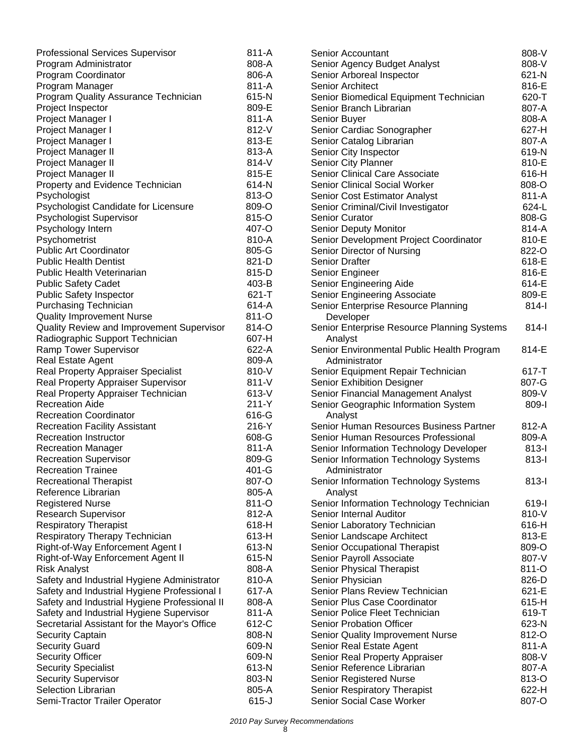| Job Title | Grade |
|---|---|
| Professional Services Supervisor | 811-A |
| Program Administrator | 808-A |
| Program Coordinator | 806-A |
| Program Manager | 811-A |
| Program Quality Assurance Technician | 615-N |
| Project Inspector | 809-E |
| Project Manager I | 811-A |
| Project Manager I | 812-V |
| Project Manager I | 813-E |
| Project Manager II | 813-A |
| Project Manager II | 814-V |
| Project Manager II | 815-E |
| Property and Evidence Technician | 614-N |
| Psychologist | 813-O |
| Psychologist Candidate for Licensure | 809-O |
| Psychologist Supervisor | 815-O |
| Psychology Intern | 407-O |
| Psychometrist | 810-A |
| Public Art Coordinator | 805-G |
| Public Health Dentist | 821-D |
| Public Health Veterinarian | 815-D |
| Public Safety Cadet | 403-B |
| Public Safety Inspector | 621-T |
| Purchasing Technician | 614-A |
| Quality Improvement Nurse | 811-O |
| Quality Review and Improvement Supervisor | 814-O |
| Radiographic Support Technician | 607-H |
| Ramp Tower Supervisor | 622-A |
| Real Estate Agent | 809-A |
| Real Property Appraiser Specialist | 810-V |
| Real Property Appraiser Supervisor | 811-V |
| Real Property Appraiser Technician | 613-V |
| Recreation Aide | 211-Y |
| Recreation Coordinator | 616-G |
| Recreation Facility Assistant | 216-Y |
| Recreation Instructor | 608-G |
| Recreation Manager | 811-A |
| Recreation Supervisor | 809-G |
| Recreation Trainee | 401-G |
| Recreational Therapist | 807-O |
| Reference Librarian | 805-A |
| Registered Nurse | 811-O |
| Research Supervisor | 812-A |
| Respiratory Therapist | 618-H |
| Respiratory Therapy Technician | 613-H |
| Right-of-Way Enforcement Agent I | 613-N |
| Right-of-Way Enforcement Agent II | 615-N |
| Risk Analyst | 808-A |
| Safety and Industrial Hygiene Administrator | 810-A |
| Safety and Industrial Hygiene Professional I | 617-A |
| Safety and Industrial Hygiene Professional II | 808-A |
| Safety and Industrial Hygiene Supervisor | 811-A |
| Secretarial Assistant for the Mayor's Office | 612-C |
| Security Captain | 808-N |
| Security Guard | 609-N |
| Security Officer | 609-N |
| Security Specialist | 613-N |
| Security Supervisor | 803-N |
| Selection Librarian | 805-A |
| Semi-Tractor Trailer Operator | 615-J |
| Senior Accountant | 808-V |
| Senior Agency Budget Analyst | 808-V |
| Senior Arboreal Inspector | 621-N |
| Senior Architect | 816-E |
| Senior Biomedical Equipment Technician | 620-T |
| Senior Branch Librarian | 807-A |
| Senior Buyer | 808-A |
| Senior Cardiac Sonographer | 627-H |
| Senior Catalog Librarian | 807-A |
| Senior City Inspector | 619-N |
| Senior City Planner | 810-E |
| Senior Clinical Care Associate | 616-H |
| Senior Clinical Social Worker | 808-O |
| Senior Cost Estimator Analyst | 811-A |
| Senior Criminal/Civil Investigator | 624-L |
| Senior Curator | 808-G |
| Senior Deputy Monitor | 814-A |
| Senior Development Project Coordinator | 810-E |
| Senior Director of Nursing | 822-O |
| Senior Drafter | 618-E |
| Senior Engineer | 816-E |
| Senior Engineering Aide | 614-E |
| Senior Engineering Associate | 809-E |
| Senior Enterprise Resource Planning Developer | 814-I |
| Senior Enterprise Resource Planning Systems Analyst | 814-I |
| Senior Environmental Public Health Program Administrator | 814-E |
| Senior Equipment Repair Technician | 617-T |
| Senior Exhibition Designer | 807-G |
| Senior Financial Management Analyst | 809-V |
| Senior Geographic Information System Analyst | 809-I |
| Senior Human Resources Business Partner | 812-A |
| Senior Human Resources Professional | 809-A |
| Senior Information Technology Developer | 813-I |
| Senior Information Technology Systems Administrator | 813-I |
| Senior Information Technology Systems Analyst | 813-I |
| Senior Information Technology Technician | 619-I |
| Senior Internal Auditor | 810-V |
| Senior Laboratory Technician | 616-H |
| Senior Landscape Architect | 813-E |
| Senior Occupational Therapist | 809-O |
| Senior Payroll Associate | 807-V |
| Senior Physical Therapist | 811-O |
| Senior Physician | 826-D |
| Senior Plans Review Technician | 621-E |
| Senior Plus Case Coordinator | 615-H |
| Senior Police Fleet Technician | 619-T |
| Senior Probation Officer | 623-N |
| Senior Quality Improvement Nurse | 812-O |
| Senior Real Estate Agent | 811-A |
| Senior Real Property Appraiser | 808-V |
| Senior Reference Librarian | 807-A |
| Senior Registered Nurse | 813-O |
| Senior Respiratory Therapist | 622-H |
| Senior Social Case Worker | 807-O |

*2010 Pay Survey Recommendations*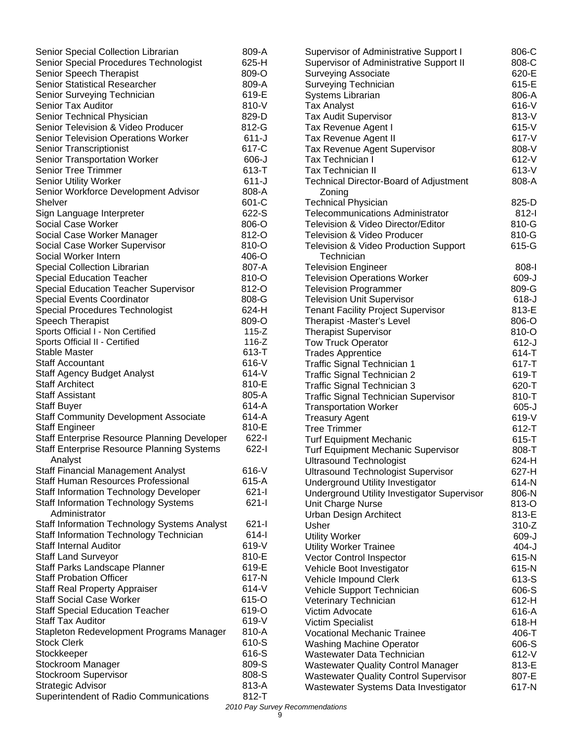| Job Title | Grade |
|---|---|
| Senior Special Collection Librarian | 809-A |
| Senior Special Procedures Technologist | 625-H |
| Senior Speech Therapist | 809-O |
| Senior Statistical Researcher | 809-A |
| Senior Surveying Technician | 619-E |
| Senior Tax Auditor | 810-V |
| Senior Technical Physician | 829-D |
| Senior Television & Video Producer | 812-G |
| Senior Television Operations Worker | 611-J |
| Senior Transcriptionist | 617-C |
| Senior Transportation Worker | 606-J |
| Senior Tree Trimmer | 613-T |
| Senior Utility Worker | 611-J |
| Senior Workforce Development Advisor | 808-A |
| Shelver | 601-C |
| Sign Language Interpreter | 622-S |
| Social Case Worker | 806-O |
| Social Case Worker Manager | 812-O |
| Social Case Worker Supervisor | 810-O |
| Social Worker Intern | 406-O |
| Special Collection Librarian | 807-A |
| Special Education Teacher | 810-O |
| Special Education Teacher Supervisor | 812-O |
| Special Events Coordinator | 808-G |
| Special Procedures Technologist | 624-H |
| Speech Therapist | 809-O |
| Sports Official I - Non Certified | 115-Z |
| Sports Official II - Certified | 116-Z |
| Stable Master | 613-T |
| Staff Accountant | 616-V |
| Staff Agency Budget Analyst | 614-V |
| Staff Architect | 810-E |
| Staff Assistant | 805-A |
| Staff Buyer | 614-A |
| Staff Community Development Associate | 614-A |
| Staff Engineer | 810-E |
| Staff Enterprise Resource Planning Developer | 622-I |
| Staff Enterprise Resource Planning Systems Analyst | 622-I |
| Staff Financial Management Analyst | 616-V |
| Staff Human Resources Professional | 615-A |
| Staff Information Technology Developer | 621-I |
| Staff Information Technology Systems Administrator | 621-I |
| Staff Information Technology Systems Analyst | 621-I |
| Staff Information Technology Technician | 614-I |
| Staff Internal Auditor | 619-V |
| Staff Land Surveyor | 810-E |
| Staff Parks Landscape Planner | 619-E |
| Staff Probation Officer | 617-N |
| Staff Real Property Appraiser | 614-V |
| Staff Social Case Worker | 615-O |
| Staff Special Education Teacher | 619-O |
| Staff Tax Auditor | 619-V |
| Stapleton Redevelopment Programs Manager | 810-A |
| Stock Clerk | 610-S |
| Stockkeeper | 616-S |
| Stockroom Manager | 809-S |
| Stockroom Supervisor | 808-S |
| Strategic Advisor | 813-A |
| Superintendent of Radio Communications | 812-T |
| Supervisor of Administrative Support I | 806-C |
| Supervisor of Administrative Support II | 808-C |
| Surveying Associate | 620-E |
| Surveying Technician | 615-E |
| Systems Librarian | 806-A |
| Tax Analyst | 616-V |
| Tax Audit Supervisor | 813-V |
| Tax Revenue Agent I | 615-V |
| Tax Revenue Agent II | 617-V |
| Tax Revenue Agent Supervisor | 808-V |
| Tax Technician I | 612-V |
| Tax Technician II | 613-V |
| Technical Director-Board of Adjustment Zoning | 808-A |
| Technical Physician | 825-D |
| Telecommunications Administrator | 812-I |
| Television & Video Director/Editor | 810-G |
| Television & Video Producer | 810-G |
| Television & Video Production Support Technician | 615-G |
| Television Engineer | 808-I |
| Television Operations Worker | 609-J |
| Television Programmer | 809-G |
| Television Unit Supervisor | 618-J |
| Tenant Facility Project Supervisor | 813-E |
| Therapist -Master's Level | 806-O |
| Therapist Supervisor | 810-O |
| Tow Truck Operator | 612-J |
| Trades Apprentice | 614-T |
| Traffic Signal Technician 1 | 617-T |
| Traffic Signal Technician 2 | 619-T |
| Traffic Signal Technician 3 | 620-T |
| Traffic Signal Technician Supervisor | 810-T |
| Transportation Worker | 605-J |
| Treasury Agent | 619-V |
| Tree Trimmer | 612-T |
| Turf Equipment Mechanic | 615-T |
| Turf Equipment Mechanic Supervisor | 808-T |
| Ultrasound Technologist | 624-H |
| Ultrasound Technologist Supervisor | 627-H |
| Underground Utility Investigator | 614-N |
| Underground Utility Investigator Supervisor | 806-N |
| Unit Charge Nurse | 813-O |
| Urban Design Architect | 813-E |
| Usher | 310-Z |
| Utility Worker | 609-J |
| Utility Worker Trainee | 404-J |
| Vector Control Inspector | 615-N |
| Vehicle Boot Investigator | 615-N |
| Vehicle Impound Clerk | 613-S |
| Vehicle Support Technician | 606-S |
| Veterinary Technician | 612-H |
| Victim Advocate | 616-A |
| Victim Specialist | 618-H |
| Vocational Mechanic Trainee | 406-T |
| Washing Machine Operator | 606-S |
| Wastewater Data Technician | 612-V |
| Wastewater Quality Control Manager | 813-E |
| Wastewater Quality Control Supervisor | 807-E |
| Wastewater Systems Data Investigator | 617-N |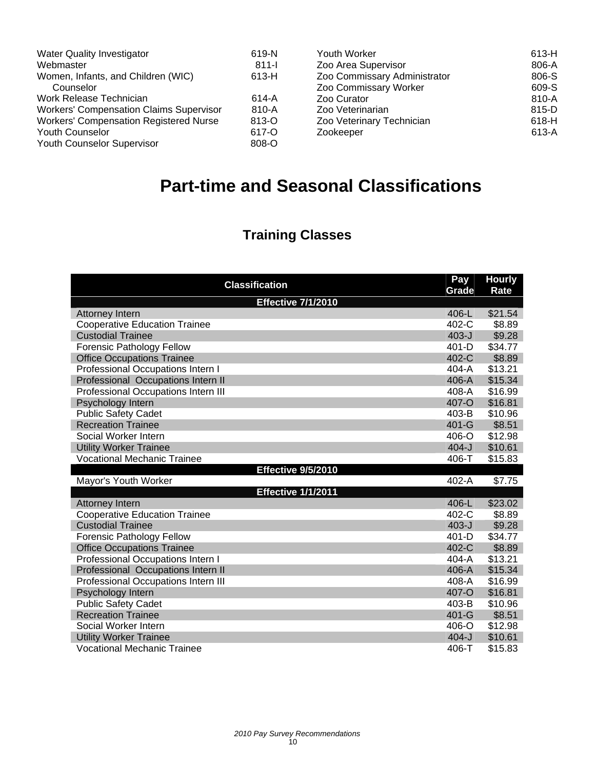| Classification | Pay Grade |
|---|---|
| Water Quality Investigator | 619-N |
| Webmaster | 811-I |
| Women, Infants, and Children (WIC) Counselor | 613-H |
| Work Release Technician | 614-A |
| Workers' Compensation Claims Supervisor | 810-A |
| Workers' Compensation Registered Nurse | 813-O |
| Youth Counselor | 617-O |
| Youth Counselor Supervisor | 808-O |
| Youth Worker | 613-H |
| Zoo Area Supervisor | 806-A |
| Zoo Commissary Administrator | 806-S |
| Zoo Commissary Worker | 609-S |
| Zoo Curator | 810-A |
| Zoo Veterinarian | 815-D |
| Zoo Veterinary Technician | 618-H |
| Zookeeper | 613-A |

# Part-time and Seasonal Classifications

## Training Classes

| Classification | Pay Grade | Hourly Rate |
|---|---|---|
| **Effective 7/1/2010** | | |
| Attorney Intern | 406-L | $21.54 |
| Cooperative Education Trainee | 402-C | $8.89 |
| Custodial Trainee | 403-J | $9.28 |
| Forensic Pathology Fellow | 401-D | $34.77 |
| Office Occupations Trainee | 402-C | $8.89 |
| Professional Occupations Intern I | 404-A | $13.21 |
| Professional Occupations Intern II | 406-A | $15.34 |
| Professional Occupations Intern III | 408-A | $16.99 |
| Psychology Intern | 407-O | $16.81 |
| Public Safety Cadet | 403-B | $10.96 |
| Recreation Trainee | 401-G | $8.51 |
| Social Worker Intern | 406-O | $12.98 |
| Utility Worker Trainee | 404-J | $10.61 |
| Vocational Mechanic Trainee | 406-T | $15.83 |
| **Effective 9/5/2010** | | |
| Mayor's Youth Worker | 402-A | $7.75 |
| **Effective 1/1/2011** | | |
| Attorney Intern | 406-L | $23.02 |
| Cooperative Education Trainee | 402-C | $8.89 |
| Custodial Trainee | 403-J | $9.28 |
| Forensic Pathology Fellow | 401-D | $34.77 |
| Office Occupations Trainee | 402-C | $8.89 |
| Professional Occupations Intern I | 404-A | $13.21 |
| Professional Occupations Intern II | 406-A | $15.34 |
| Professional Occupations Intern III | 408-A | $16.99 |
| Psychology Intern | 407-O | $16.81 |
| Public Safety Cadet | 403-B | $10.96 |
| Recreation Trainee | 401-G | $8.51 |
| Social Worker Intern | 406-O | $12.98 |
| Utility Worker Trainee | 404-J | $10.61 |
| Vocational Mechanic Trainee | 406-T | $15.83 |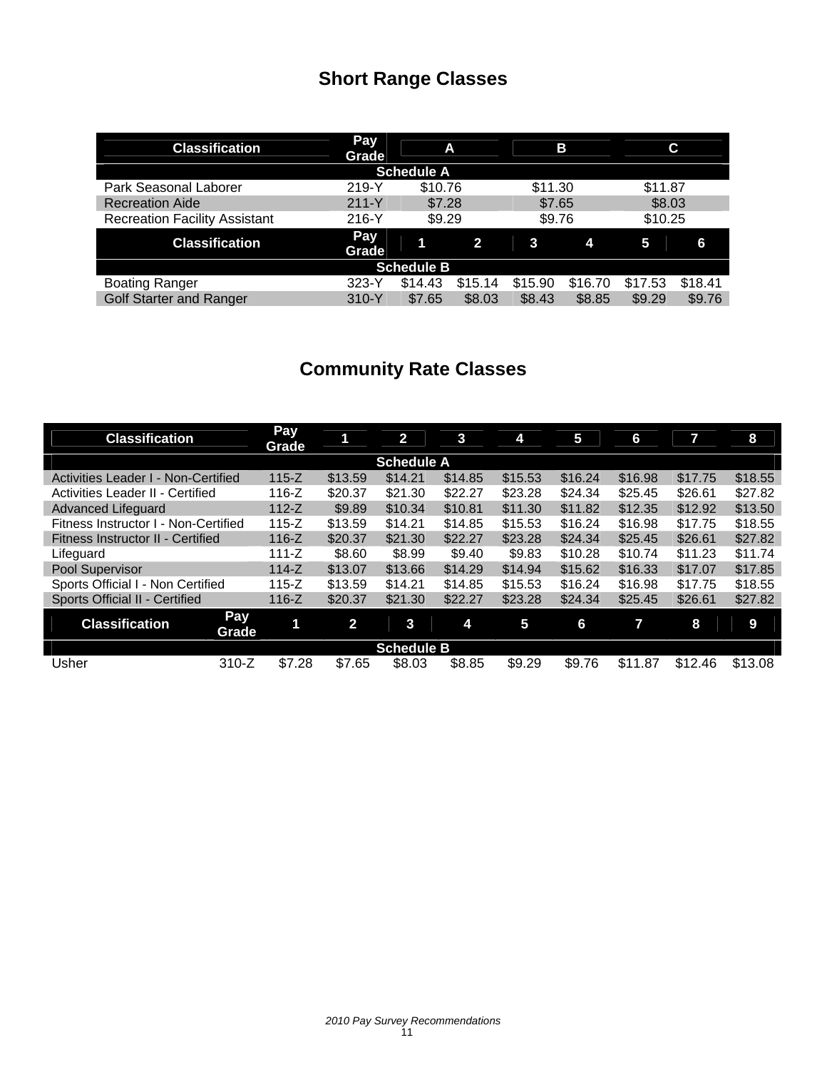## Short Range Classes

| Classification | Pay Grade | A | | B | | C | |
|---|---|---|---|---|---|---|---|
| **Schedule A** | | | | | | | |
| Park Seasonal Laborer | 219-Y | $10.76 | | $11.30 | | $11.87 | |
| Recreation Aide | 211-Y | $7.28 | | $7.65 | | $8.03 | |
| Recreation Facility Assistant | 216-Y | $9.29 | | $9.76 | | $10.25 | |
| **Classification** | **Pay Grade** | **1** | **2** | **3** | **4** | **5** | **6** |
| **Schedule B** | | | | | | | |
| Boating Ranger | 323-Y | $14.43 | $15.14 | $15.90 | $16.70 | $17.53 | $18.41 |
| Golf Starter and Ranger | 310-Y | $7.65 | $8.03 | $8.43 | $8.85 | $9.29 | $9.76 |

## Community Rate Classes

| Classification | Pay Grade | 1 | 2 | 3 | 4 | 5 | 6 | 7 | 8 | |
|---|---|---|---|---|---|---|---|---|---|---|
| **Schedule A** | | | | | | | | | | |
| Activities Leader I - Non-Certified | 115-Z | $13.59 | $14.21 | $14.85 | $15.53 | $16.24 | $16.98 | $17.75 | $18.55 | |
| Activities Leader II - Certified | 116-Z | $20.37 | $21.30 | $22.27 | $23.28 | $24.34 | $25.45 | $26.61 | $27.82 | |
| Advanced Lifeguard | 112-Z | $9.89 | $10.34 | $10.81 | $11.30 | $11.82 | $12.35 | $12.92 | $13.50 | |
| Fitness Instructor I - Non-Certified | 115-Z | $13.59 | $14.21 | $14.85 | $15.53 | $16.24 | $16.98 | $17.75 | $18.55 | |
| Fitness Instructor II - Certified | 116-Z | $20.37 | $21.30 | $22.27 | $23.28 | $24.34 | $25.45 | $26.61 | $27.82 | |
| Lifeguard | 111-Z | $8.60 | $8.99 | $9.40 | $9.83 | $10.28 | $10.74 | $11.23 | $11.74 | |
| Pool Supervisor | 114-Z | $13.07 | $13.66 | $14.29 | $14.94 | $15.62 | $16.33 | $17.07 | $17.85 | |
| Sports Official I - Non Certified | 115-Z | $13.59 | $14.21 | $14.85 | $15.53 | $16.24 | $16.98 | $17.75 | $18.55 | |
| Sports Official II - Certified | 116-Z | $20.37 | $21.30 | $22.27 | $23.28 | $24.34 | $25.45 | $26.61 | $27.82 | |
| **Classification** | **Pay Grade** | **1** | **2** | **3** | **4** | **5** | **6** | **7** | **8** | **9** |
| **Schedule B** | | | | | | | | | | |
| Usher | 310-Z | $7.28 | $7.65 | $8.03 | $8.85 | $9.29 | $9.76 | $11.87 | $12.46 | $13.08 |

*2010 Pay Survey Recommendations*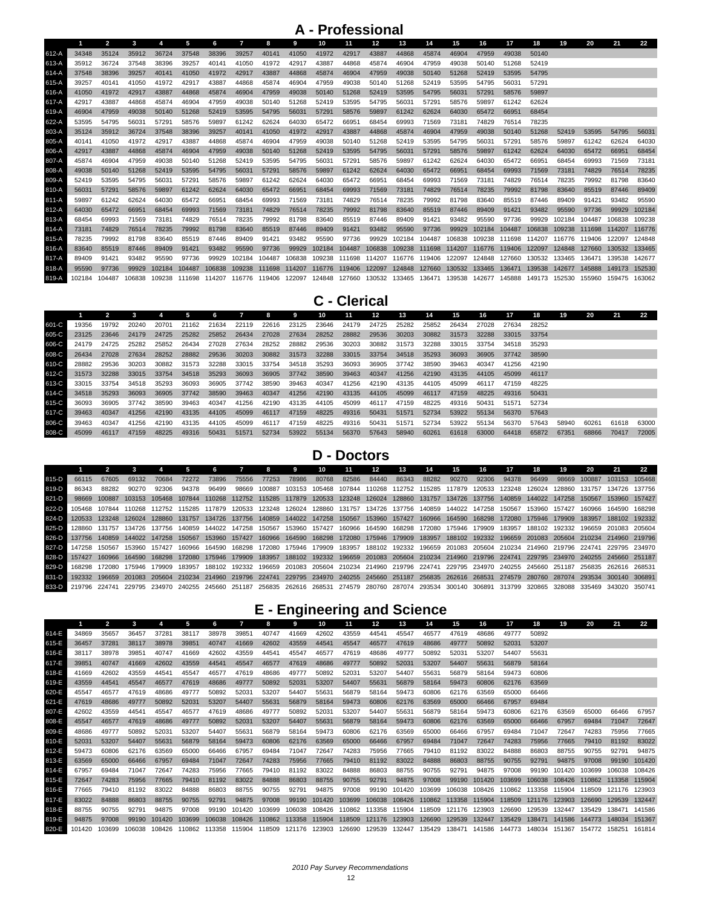## A - Professional

| | 1 | 2 | 3 | 4 | 5 | 6 | 7 | 8 | 9 | 10 | 11 | 12 | 13 | 14 | 15 | 16 | 17 | 18 | 19 | 20 | 21 | 22 |
|---|---|---|---|---|---|---|---|---|---|---|---|---|---|---|---|---|---|---|---|---|---|---|
| 612-A | 34348 | 35124 | 35912 | 36724 | 37548 | 38396 | 39257 | 40141 | 41050 | 41972 | 42917 | 43887 | 44868 | 45874 | 46904 | 47959 | 49038 | 50140 | | | | |
| 613-A | 35912 | 36724 | 37548 | 38396 | 39257 | 40141 | 41050 | 41972 | 42917 | 43887 | 44868 | 45874 | 46904 | 47959 | 49038 | 50140 | 51268 | 52419 | | | | |
| 614-A | 37548 | 38396 | 39257 | 40141 | 41050 | 41972 | 42917 | 43887 | 44868 | 45874 | 46904 | 47959 | 49038 | 50140 | 51268 | 52419 | 53595 | 54795 | | | | |
| 615-A | 39257 | 40141 | 41050 | 41972 | 42917 | 43887 | 44868 | 45874 | 46904 | 47959 | 49038 | 50140 | 51268 | 52419 | 53595 | 54795 | 56031 | 57291 | | | | |
| 616-A | 41050 | 41972 | 42917 | 43887 | 44868 | 45874 | 46904 | 47959 | 49038 | 50140 | 51268 | 52419 | 53595 | 54795 | 56031 | 57291 | 58576 | 59897 | | | | |
| 617-A | 42917 | 43887 | 44868 | 45874 | 46904 | 47959 | 49038 | 50140 | 51268 | 52419 | 53595 | 54795 | 56031 | 57291 | 58576 | 59897 | 61242 | 62624 | | | | |
| 619-A | 46904 | 47959 | 49038 | 50140 | 51268 | 52419 | 53595 | 54795 | 56031 | 57291 | 58576 | 59897 | 61242 | 62624 | 64030 | 65472 | 66951 | 68454 | | | | |
| 622-A | 53595 | 54795 | 56031 | 57291 | 58576 | 59897 | 61242 | 62624 | 64030 | 65472 | 66951 | 68454 | 69993 | 71569 | 73181 | 74829 | 76514 | 78235 | | | | |
| 803-A | 35124 | 35912 | 36724 | 37548 | 38396 | 39257 | 40141 | 41050 | 41972 | 42917 | 43887 | 44868 | 45874 | 46904 | 47959 | 49038 | 50140 | 51268 | 52419 | 53595 | 54795 | 56031 |
| 805-A | 40141 | 41050 | 41972 | 42917 | 43887 | 44868 | 45874 | 46904 | 47959 | 49038 | 50140 | 51268 | 52419 | 53595 | 54795 | 56031 | 57291 | 58576 | 59897 | 61242 | 62624 | 64030 |
| 806-A | 42917 | 43887 | 44868 | 45874 | 46904 | 47959 | 49038 | 50140 | 51268 | 52419 | 53595 | 54795 | 56031 | 57291 | 58576 | 59897 | 61242 | 62624 | 64030 | 65472 | 66951 | 68454 |
| 807-A | 45874 | 46904 | 47959 | 49038 | 50140 | 51268 | 52419 | 53595 | 54795 | 56031 | 57291 | 58576 | 59897 | 61242 | 62624 | 64030 | 65472 | 66951 | 68454 | 69993 | 71569 | 73181 |
| 808-A | 49038 | 50140 | 51268 | 52419 | 53595 | 54795 | 56031 | 57291 | 58576 | 59897 | 61242 | 62624 | 64030 | 65472 | 66951 | 68454 | 69993 | 71569 | 73181 | 74829 | 76514 | 78235 |
| 809-A | 52419 | 53595 | 54795 | 56031 | 57291 | 58576 | 59897 | 61242 | 62624 | 64030 | 65472 | 66951 | 68454 | 69993 | 71569 | 73181 | 74829 | 76514 | 78235 | 79992 | 81798 | 83640 |
| 810-A | 56031 | 57291 | 58576 | 59897 | 61242 | 62624 | 64030 | 65472 | 66951 | 68454 | 69993 | 71569 | 73181 | 74829 | 76514 | 78235 | 79992 | 81798 | 83640 | 85519 | 87446 | 89409 |
| 811-A | 59897 | 61242 | 62624 | 64030 | 65472 | 66951 | 68454 | 69993 | 71569 | 73181 | 74829 | 76514 | 78235 | 79992 | 81798 | 83640 | 85519 | 87446 | 89409 | 91421 | 93482 | 95590 |
| 812-A | 64030 | 65472 | 66951 | 68454 | 69993 | 71569 | 73181 | 74829 | 76514 | 78235 | 79992 | 81798 | 83640 | 85519 | 87446 | 89409 | 91421 | 93482 | 95590 | 97736 | 99929 | 102184 |
| 813-A | 68454 | 69993 | 71569 | 73181 | 74829 | 76514 | 78235 | 79992 | 81798 | 83640 | 85519 | 87446 | 89409 | 91421 | 93482 | 95590 | 97736 | 99929 | 102184 | 104487 | 106838 | 109238 |
| 814-A | 73181 | 74829 | 76514 | 78235 | 79992 | 81798 | 83640 | 85519 | 87446 | 89409 | 91421 | 93482 | 95590 | 97736 | 99929 | 102184 | 104487 | 106838 | 109238 | 111698 | 114207 | 116776 |
| 815-A | 78235 | 79992 | 81798 | 83640 | 85519 | 87446 | 89409 | 91421 | 93482 | 95590 | 97736 | 99929 | 102184 | 104487 | 106838 | 109238 | 111698 | 114207 | 116776 | 119406 | 122097 | 124848 |
| 816-A | 83640 | 85519 | 87446 | 89409 | 91421 | 93482 | 95590 | 97736 | 99929 | 102184 | 104487 | 106838 | 109238 | 111698 | 114207 | 116776 | 119406 | 122097 | 124848 | 127660 | 130532 | 133465 |
| 817-A | 89409 | 91421 | 93482 | 95590 | 97736 | 99929 | 102184 | 104487 | 106838 | 109238 | 111698 | 114207 | 116776 | 119406 | 122097 | 124848 | 127660 | 130532 | 133465 | 136471 | 139538 | 142677 |
| 818-A | 95590 | 97736 | 99929 | 102184 | 104487 | 106838 | 109238 | 111698 | 114207 | 116776 | 119406 | 122097 | 124848 | 127660 | 130532 | 133465 | 136471 | 139538 | 142677 | 145888 | 149173 | 152530 |
| 819-A | 102184 | 104487 | 106838 | 109238 | 111698 | 114207 | 116776 | 119406 | 122097 | 124848 | 127660 | 130532 | 133465 | 136471 | 139538 | 142677 | 145888 | 149173 | 152530 | 155960 | 159475 | 163062 |

## C - Clerical

| | 1 | 2 | 3 | 4 | 5 | 6 | 7 | 8 | 9 | 10 | 11 | 12 | 13 | 14 | 15 | 16 | 17 | 18 | 19 | 20 | 21 | 22 |
|---|---|---|---|---|---|---|---|---|---|---|---|---|---|---|---|---|---|---|---|---|---|---|
| 601-C | 19356 | 19792 | 20240 | 20701 | 21162 | 21634 | 22119 | 22616 | 23125 | 23646 | 24179 | 24725 | 25282 | 25852 | 26434 | 27028 | 27634 | 28252 | | | | |
| 605-C | 23125 | 23646 | 24179 | 24725 | 25282 | 25852 | 26434 | 27028 | 27634 | 28252 | 28882 | 29536 | 30203 | 30882 | 31573 | 32288 | 33015 | 33754 | | | | |
| 606-C | 24179 | 24725 | 25282 | 25852 | 26434 | 27028 | 27634 | 28252 | 28882 | 29536 | 30203 | 30882 | 31573 | 32288 | 33015 | 33754 | 34518 | 35293 | | | | |
| 608-C | 26434 | 27028 | 27634 | 28252 | 28882 | 29536 | 30203 | 30882 | 31573 | 32288 | 33015 | 33754 | 34518 | 35293 | 36093 | 36905 | 37742 | 38590 | | | | |
| 610-C | 28882 | 29536 | 30203 | 30882 | 31573 | 32288 | 33015 | 33754 | 34518 | 35293 | 36093 | 36905 | 37742 | 38590 | 39463 | 40347 | 41256 | 42190 | | | | |
| 612-C | 31573 | 32288 | 33015 | 33754 | 34518 | 35293 | 36093 | 36905 | 37742 | 38590 | 39463 | 40347 | 41256 | 42190 | 43135 | 44105 | 45099 | 46117 | | | | |
| 613-C | 33015 | 33754 | 34518 | 35293 | 36093 | 36905 | 37742 | 38590 | 39463 | 40347 | 41256 | 42190 | 43135 | 44105 | 45099 | 46117 | 47159 | 48225 | | | | |
| 614-C | 34518 | 35293 | 36093 | 36905 | 37742 | 38590 | 39463 | 40347 | 41256 | 42190 | 43135 | 44105 | 45099 | 46117 | 47159 | 48225 | 49316 | 50431 | | | | |
| 615-C | 36093 | 36905 | 37742 | 38590 | 39463 | 40347 | 41256 | 42190 | 43135 | 44105 | 45099 | 46117 | 47159 | 48225 | 49316 | 50431 | 51571 | 52734 | | | | |
| 617-C | 39463 | 40347 | 41256 | 42190 | 43135 | 44105 | 45099 | 46117 | 47159 | 48225 | 49316 | 50431 | 51571 | 52734 | 53922 | 55134 | 56370 | 57643 | | | | |
| 806-C | 39463 | 40347 | 41256 | 42190 | 43135 | 44105 | 45099 | 46117 | 47159 | 48225 | 49316 | 50431 | 51571 | 52734 | 53922 | 55134 | 56370 | 57643 | 58940 | 60261 | 61618 | 63000 |
| 808-C | 45099 | 46117 | 47159 | 48225 | 49316 | 50431 | 51571 | 52734 | 53922 | 55134 | 56370 | 57643 | 58940 | 60261 | 61618 | 63000 | 64418 | 65872 | 67351 | 68866 | 70417 | 72005 |

## D - Doctors

| | 1 | 2 | 3 | 4 | 5 | 6 | 7 | 8 | 9 | 10 | 11 | 12 | 13 | 14 | 15 | 16 | 17 | 18 | 19 | 20 | 21 | 22 |
|---|---|---|---|---|---|---|---|---|---|---|---|---|---|---|---|---|---|---|---|---|---|---|
| 815-D | 66115 | 67605 | 69132 | 70684 | 72272 | 73896 | 75556 | 77253 | 78986 | 80768 | 82586 | 84440 | 86343 | 88282 | 90270 | 92306 | 94378 | 96499 | 98669 | 100887 | 103153 | 105468 |
| 819-D | 86343 | 88282 | 90270 | 92306 | 94378 | 96499 | 98669 | 100887 | 103153 | 105468 | 107844 | 110268 | 112752 | 115285 | 117879 | 120533 | 123248 | 126024 | 128860 | 131757 | 134726 | 137756 |
| 821-D | 98669 | 100887 | 103153 | 105468 | 107844 | 110268 | 112752 | 115285 | 117879 | 120533 | 123248 | 126024 | 128860 | 131757 | 134726 | 137756 | 140859 | 144022 | 147258 | 150567 | 153960 | 157427 |
| 822-D | 105468 | 107844 | 110268 | 112752 | 115285 | 117879 | 120533 | 123248 | 126024 | 128860 | 131757 | 134726 | 137756 | 140859 | 144022 | 147258 | 150567 | 153960 | 157427 | 160966 | 164590 | 168298 |
| 824-D | 120533 | 123248 | 126024 | 128860 | 131757 | 134726 | 137756 | 140859 | 144022 | 147258 | 150567 | 153960 | 157427 | 160966 | 164590 | 168298 | 172080 | 175946 | 179909 | 183957 | 188102 | 192332 |
| 825-D | 128860 | 131757 | 134726 | 137756 | 140859 | 144022 | 147258 | 150567 | 153960 | 157427 | 160966 | 164590 | 168298 | 172080 | 175946 | 179909 | 183957 | 188102 | 192332 | 196659 | 201083 | 205604 |
| 826-D | 137756 | 140859 | 144022 | 147258 | 150567 | 153960 | 157427 | 160966 | 164590 | 168298 | 172080 | 175946 | 179909 | 183957 | 188102 | 192332 | 196659 | 201083 | 205604 | 210234 | 214960 | 219796 |
| 827-D | 147258 | 150567 | 153960 | 157427 | 160966 | 164590 | 168298 | 172080 | 175946 | 179909 | 183957 | 188102 | 192332 | 196659 | 201083 | 205604 | 210234 | 214960 | 219796 | 224741 | 229795 | 234970 |
| 828-D | 157427 | 160966 | 164590 | 168298 | 172080 | 175946 | 179909 | 183957 | 188102 | 192332 | 196659 | 201083 | 205604 | 210234 | 214960 | 219796 | 224741 | 229795 | 234970 | 240255 | 245660 | 251187 |
| 829-D | 168298 | 172080 | 175946 | 179909 | 183957 | 188102 | 192332 | 196659 | 201083 | 205604 | 210234 | 214960 | 219796 | 224741 | 229795 | 234970 | 240255 | 245660 | 251187 | 256835 | 262616 | 268531 |
| 831-D | 192332 | 196659 | 201083 | 205604 | 210234 | 214960 | 219796 | 224741 | 229795 | 234970 | 240255 | 245660 | 251187 | 256835 | 262616 | 268531 | 274579 | 280760 | 287074 | 293534 | 300140 | 306891 |
| 833-D | 219796 | 224741 | 229795 | 234970 | 240255 | 245660 | 251187 | 256835 | 262616 | 268531 | 274579 | 280760 | 287074 | 293534 | 300140 | 306891 | 313799 | 320865 | 328088 | 335469 | 343020 | 350741 |

## E - Engineering and Science

| | 1 | 2 | 3 | 4 | 5 | 6 | 7 | 8 | 9 | 10 | 11 | 12 | 13 | 14 | 15 | 16 | 17 | 18 | 19 | 20 | 21 | 22 |
|---|---|---|---|---|---|---|---|---|---|---|---|---|---|---|---|---|---|---|---|---|---|---|
| 614-E | 34869 | 35657 | 36457 | 37281 | 38117 | 38978 | 39851 | 40747 | 41669 | 42602 | 43559 | 44541 | 45547 | 46577 | 47619 | 48686 | 49777 | 50892 | | | | |
| 615-E | 36457 | 37281 | 38117 | 38978 | 39851 | 40747 | 41669 | 42602 | 43559 | 44541 | 45547 | 46577 | 47619 | 48686 | 49777 | 50892 | 52031 | 53207 | | | | |
| 616-E | 38117 | 38978 | 39851 | 40747 | 41669 | 42602 | 43559 | 44541 | 45547 | 46577 | 47619 | 48686 | 49777 | 50892 | 52031 | 53207 | 54407 | 55631 | | | | |
| 617-E | 39851 | 40747 | 41669 | 42602 | 43559 | 44541 | 45547 | 46577 | 47619 | 48686 | 49777 | 50892 | 52031 | 53207 | 54407 | 55631 | 56879 | 58164 | | | | |
| 618-E | 41669 | 42602 | 43559 | 44541 | 45547 | 46577 | 47619 | 48686 | 49777 | 50892 | 52031 | 53207 | 54407 | 55631 | 56879 | 58164 | 59473 | 60806 | | | | |
| 619-E | 43559 | 44541 | 45547 | 46577 | 47619 | 48686 | 49777 | 50892 | 52031 | 53207 | 54407 | 55631 | 56879 | 58164 | 59473 | 60806 | 62176 | 63569 | | | | |
| 620-E | 45547 | 46577 | 47619 | 48686 | 49777 | 50892 | 52031 | 53207 | 54407 | 55631 | 56879 | 58164 | 59473 | 60806 | 62176 | 63569 | 65000 | 66466 | | | | |
| 621-E | 47619 | 48686 | 49777 | 50892 | 52031 | 53207 | 54407 | 55631 | 56879 | 58164 | 59473 | 60806 | 62176 | 63569 | 65000 | 66466 | 67957 | 69484 | | | | |
| 807-E | 42602 | 43559 | 44541 | 45547 | 46577 | 47619 | 48686 | 49777 | 50892 | 52031 | 53207 | 54407 | 55631 | 56879 | 58164 | 59473 | 60806 | 62176 | 63569 | 65000 | 66466 | 67957 |
| 808-E | 45547 | 46577 | 47619 | 48686 | 49777 | 50892 | 52031 | 53207 | 54407 | 55631 | 56879 | 58164 | 59473 | 60806 | 62176 | 63569 | 65000 | 66466 | 67957 | 69484 | 71047 | 72647 |
| 809-E | 48686 | 49777 | 50892 | 52031 | 53207 | 54407 | 55631 | 56879 | 58164 | 59473 | 60806 | 62176 | 63569 | 65000 | 66466 | 67957 | 69484 | 71047 | 72647 | 74283 | 75956 | 77665 |
| 810-E | 52031 | 53207 | 54407 | 55631 | 56879 | 58164 | 59473 | 60806 | 62176 | 63569 | 65000 | 66466 | 67957 | 69484 | 71047 | 72647 | 74283 | 75956 | 77665 | 79410 | 81192 | 83022 |
| 812-E | 59473 | 60806 | 62176 | 63569 | 65000 | 66466 | 67957 | 69484 | 71047 | 72647 | 74283 | 75956 | 77665 | 79410 | 81192 | 83022 | 84888 | 86803 | 88755 | 90755 | 92791 | 94875 |
| 813-E | 63569 | 65000 | 66466 | 67957 | 69484 | 71047 | 72647 | 74283 | 75956 | 77665 | 79410 | 81192 | 83022 | 84888 | 86803 | 88755 | 90755 | 92791 | 94875 | 97008 | 99190 | 101420 |
| 814-E | 67957 | 69484 | 71047 | 72647 | 74283 | 75956 | 77665 | 79410 | 81192 | 83022 | 84888 | 86803 | 88755 | 90755 | 92791 | 94875 | 97008 | 99190 | 101420 | 103699 | 106038 | 108426 |
| 815-E | 72647 | 74283 | 75956 | 77665 | 79410 | 81192 | 83022 | 84888 | 86803 | 88755 | 90755 | 92791 | 94875 | 97008 | 99190 | 101420 | 103699 | 106038 | 108426 | 110862 | 113358 | 115904 |
| 816-E | 77665 | 79410 | 81192 | 83022 | 84888 | 86803 | 88755 | 90755 | 92791 | 94875 | 97008 | 99190 | 101420 | 103699 | 106038 | 108426 | 110862 | 113358 | 115904 | 118509 | 121176 | 123903 |
| 817-E | 83022 | 84888 | 86803 | 88755 | 90755 | 92791 | 94875 | 97008 | 99190 | 101420 | 103699 | 106038 | 108426 | 110862 | 113358 | 115904 | 118509 | 121176 | 123903 | 126690 | 129539 | 132447 |
| 818-E | 88755 | 90755 | 92791 | 94875 | 97008 | 99190 | 101420 | 103699 | 106038 | 108426 | 110862 | 113358 | 115904 | 118509 | 121176 | 123903 | 126690 | 129539 | 132447 | 135429 | 138471 | 141586 |
| 819-E | 94875 | 97008 | 99190 | 101420 | 103699 | 106038 | 108426 | 110862 | 113358 | 115904 | 118509 | 121176 | 123903 | 126690 | 129539 | 132447 | 135429 | 138471 | 141586 | 144773 | 148034 | 151367 |
| 820-E | 101420 | 103699 | 106038 | 108426 | 110862 | 113358 | 115904 | 118509 | 121176 | 123903 | 126690 | 129539 | 132447 | 135429 | 138471 | 141586 | 144773 | 148034 | 151367 | 154772 | 158251 | 161814 |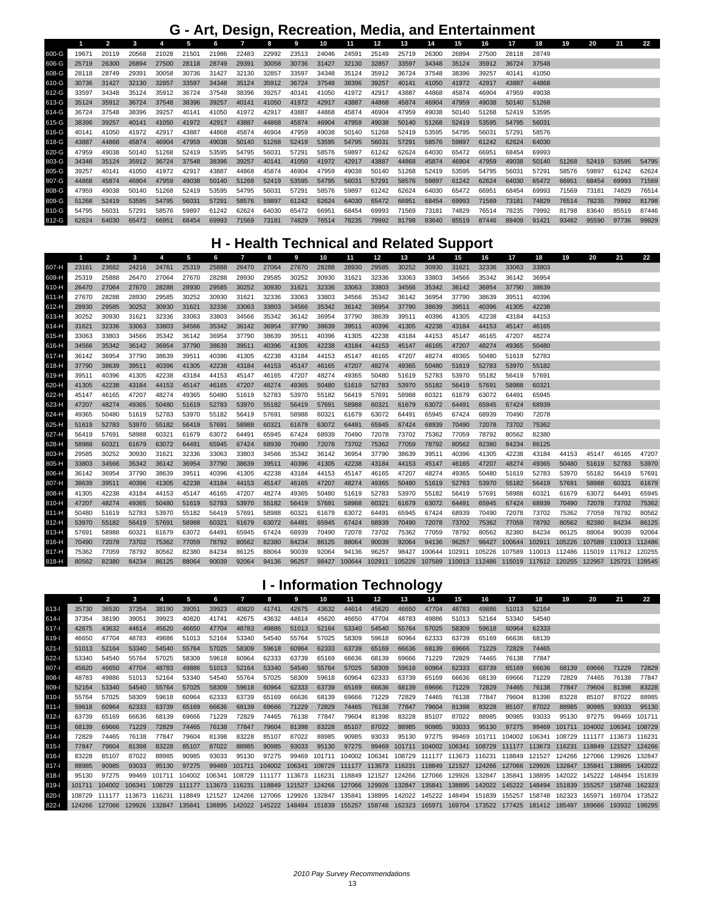## G - Art, Design, Recreation, Media, and Entertainment

| | 1 | 2 | 3 | 4 | 5 | 6 | 7 | 8 | 9 | 10 | 11 | 12 | 13 | 14 | 15 | 16 | 17 | 18 | 19 | 20 | 21 | 22 |
|---|---|---|---|---|---|---|---|---|---|---|---|---|---|---|---|---|---|---|---|---|---|---|
| 600-G | 19671 | 20119 | 20568 | 21028 | 21501 | 21986 | 22483 | 22992 | 23513 | 24046 | 24591 | 25149 | 25719 | 26300 | 26894 | 27500 | 28118 | 28749 | | | | |
| 606-G | 25719 | 26300 | 26894 | 27500 | 28118 | 28749 | 29391 | 30058 | 30736 | 31427 | 32130 | 32857 | 33597 | 34348 | 35124 | 35912 | 36724 | 37548 | | | | |
| 608-G | 28118 | 28749 | 29391 | 30058 | 30736 | 31427 | 32130 | 32857 | 33597 | 34348 | 35124 | 35912 | 36724 | 37548 | 38396 | 39257 | 40141 | 41050 | | | | |
| 610-G | 30736 | 31427 | 32130 | 32857 | 33597 | 34348 | 35124 | 35912 | 36724 | 37548 | 38396 | 39257 | 40141 | 41050 | 41972 | 42917 | 43887 | 44868 | | | | |
| 612-G | 33597 | 34348 | 35124 | 35912 | 36724 | 37548 | 38396 | 39257 | 40141 | 41050 | 41972 | 42917 | 43887 | 44868 | 45874 | 46904 | 47959 | 49038 | | | | |
| 613-G | 35124 | 35912 | 36724 | 37548 | 38396 | 39257 | 40141 | 41050 | 41972 | 42917 | 43887 | 44868 | 45874 | 46904 | 47959 | 49038 | 50140 | 51268 | | | | |
| 614-G | 36724 | 37548 | 38396 | 39257 | 40141 | 41050 | 41972 | 42917 | 43887 | 44868 | 45874 | 46904 | 47959 | 49038 | 50140 | 51268 | 52419 | 53595 | | | | |
| 615-G | 38396 | 39257 | 40141 | 41050 | 41972 | 42917 | 43887 | 44868 | 45874 | 46904 | 47959 | 49038 | 50140 | 51268 | 52419 | 53595 | 54795 | 56031 | | | | |
| 616-G | 40141 | 41050 | 41972 | 42917 | 43887 | 44868 | 45874 | 46904 | 47959 | 49038 | 50140 | 51268 | 52419 | 53595 | 54795 | 56031 | 57291 | 58576 | | | | |
| 618-G | 43887 | 44868 | 45874 | 46904 | 47959 | 49038 | 50140 | 51268 | 52419 | 53595 | 54795 | 56031 | 57291 | 58576 | 59897 | 61242 | 62624 | 64030 | | | | |
| 620-G | 47959 | 49038 | 50140 | 51268 | 52419 | 53595 | 54795 | 56031 | 57291 | 58576 | 59897 | 61242 | 62624 | 64030 | 65472 | 66951 | 68454 | 69993 | | | | |
| 803-G | 34348 | 35124 | 35912 | 36724 | 37548 | 38396 | 39257 | 40141 | 41050 | 41972 | 42917 | 43887 | 44868 | 45874 | 46904 | 47959 | 49038 | 50140 | 51268 | 52419 | 53595 | 54795 |
| 805-G | 39257 | 40141 | 41050 | 41972 | 42917 | 43887 | 44868 | 45874 | 46904 | 47959 | 49038 | 50140 | 51268 | 52419 | 53595 | 54795 | 56031 | 57291 | 58576 | 59897 | 61242 | 62624 |
| 807-G | 44868 | 45874 | 46904 | 47959 | 49038 | 50140 | 51268 | 52419 | 53595 | 54795 | 56031 | 57291 | 58576 | 59897 | 61242 | 62624 | 64030 | 65472 | 66951 | 68454 | 69993 | 71569 |
| 808-G | 47959 | 49038 | 50140 | 51268 | 52419 | 53595 | 54795 | 56031 | 57291 | 58576 | 59897 | 61242 | 62624 | 64030 | 65472 | 66951 | 68454 | 69993 | 71569 | 73181 | 74829 | 76514 |
| 809-G | 51268 | 52419 | 53595 | 54795 | 56031 | 57291 | 58576 | 59897 | 61242 | 62624 | 64030 | 65472 | 66951 | 68454 | 69993 | 71569 | 73181 | 74829 | 76514 | 78235 | 79992 | 81798 |
| 810-G | 54795 | 56031 | 57291 | 58576 | 59897 | 61242 | 62624 | 64030 | 65472 | 66951 | 68454 | 69993 | 71569 | 73181 | 74829 | 76514 | 78235 | 79992 | 81798 | 83640 | 85519 | 87446 |
| 812-G | 62624 | 64030 | 65472 | 66951 | 68454 | 69993 | 71569 | 73181 | 74829 | 76514 | 78235 | 79992 | 81798 | 83640 | 85519 | 87446 | 89409 | 91421 | 93482 | 95590 | 97736 | 99929 |

## H - Health Technical and Related Support

| | 1 | 2 | 3 | 4 | 5 | 6 | 7 | 8 | 9 | 10 | 11 | 12 | 13 | 14 | 15 | 16 | 17 | 18 | 19 | 20 | 21 | 22 |
|---|---|---|---|---|---|---|---|---|---|---|---|---|---|---|---|---|---|---|---|---|---|---|
| 607-H | 23161 | 23682 | 24216 | 24761 | 25319 | 25888 | 26470 | 27064 | 27670 | 28288 | 28930 | 29585 | 30252 | 30930 | 31621 | 32336 | 33063 | 33803 | | | | |
| 609-H | 25319 | 25888 | 26470 | 27064 | 27670 | 28288 | 28930 | 29585 | 30252 | 30930 | 31621 | 32336 | 33063 | 33803 | 34566 | 35342 | 36142 | 36954 | | | | |
| 610-H | 26470 | 27064 | 27670 | 28288 | 28930 | 29585 | 30252 | 30930 | 31621 | 32336 | 33063 | 33803 | 34566 | 35342 | 36142 | 36954 | 37790 | 38639 | | | | |
| 611-H | 27670 | 28288 | 28930 | 29585 | 30252 | 30930 | 31621 | 32336 | 33063 | 33803 | 34566 | 35342 | 36142 | 36954 | 37790 | 38639 | 39511 | 40396 | | | | |
| 612-H | 28930 | 29585 | 30252 | 30930 | 31621 | 32336 | 33063 | 33803 | 34566 | 35342 | 36142 | 36954 | 37790 | 38639 | 39511 | 40396 | 41305 | 42238 | | | | |
| 613-H | 30252 | 30930 | 31621 | 32336 | 33063 | 33803 | 34566 | 35342 | 36142 | 36954 | 37790 | 38639 | 39511 | 40396 | 41305 | 42238 | 43184 | 44153 | | | | |
| 614-H | 31621 | 32336 | 33063 | 33803 | 34566 | 35342 | 36142 | 36954 | 37790 | 38639 | 39511 | 40396 | 41305 | 42238 | 43184 | 44153 | 45147 | 46165 | | | | |
| 615-H | 33063 | 33803 | 34566 | 35342 | 36142 | 36954 | 37790 | 38639 | 39511 | 40396 | 41305 | 42238 | 43184 | 44153 | 45147 | 46165 | 47207 | 48274 | | | | |
| 616-H | 34566 | 35342 | 36142 | 36954 | 37790 | 38639 | 39511 | 40396 | 41305 | 42238 | 43184 | 44153 | 45147 | 46165 | 47207 | 48274 | 49365 | 50480 | | | | |
| 617-H | 36142 | 36954 | 37790 | 38639 | 39511 | 40396 | 41305 | 42238 | 43184 | 44153 | 45147 | 46165 | 47207 | 48274 | 49365 | 50480 | 51619 | 52783 | | | | |
| 618-H | 37790 | 38639 | 39511 | 40396 | 41305 | 42238 | 43184 | 44153 | 45147 | 46165 | 47207 | 48274 | 49365 | 50480 | 51619 | 52783 | 53970 | 55182 | | | | |
| 619-H | 39511 | 40396 | 41305 | 42238 | 43184 | 44153 | 45147 | 46165 | 47207 | 48274 | 49365 | 50480 | 51619 | 52783 | 53970 | 55182 | 56419 | 57691 | | | | |
| 620-H | 41305 | 42238 | 43184 | 44153 | 45147 | 46165 | 47207 | 48274 | 49365 | 50480 | 51619 | 52783 | 53970 | 55182 | 56419 | 57691 | 58988 | 60321 | | | | |
| 622-H | 45147 | 46165 | 47207 | 48274 | 49365 | 50480 | 51619 | 52783 | 53970 | 55182 | 56419 | 57691 | 58988 | 60321 | 61679 | 63072 | 64491 | 65945 | | | | |
| 623-H | 47207 | 48274 | 49365 | 50480 | 51619 | 52783 | 53970 | 55182 | 56419 | 57691 | 58988 | 60321 | 61679 | 63072 | 64491 | 65945 | 67424 | 68939 | | | | |
| 624-H | 49365 | 50480 | 51619 | 52783 | 53970 | 55182 | 56419 | 57691 | 58988 | 60321 | 61679 | 63072 | 64491 | 65945 | 67424 | 68939 | 70490 | 72078 | | | | |
| 625-H | 51619 | 52783 | 53970 | 55182 | 56419 | 57691 | 58988 | 60321 | 61679 | 63072 | 64491 | 65945 | 67424 | 68939 | 70490 | 72078 | 73702 | 75362 | | | | |
| 627-H | 56419 | 57691 | 58988 | 60321 | 61679 | 63072 | 64491 | 65945 | 67424 | 68939 | 70490 | 72078 | 73702 | 75362 | 77059 | 78792 | 80562 | 82380 | | | | |
| 628-H | 58988 | 60321 | 61679 | 63072 | 64491 | 65945 | 67424 | 68939 | 70490 | 72078 | 73702 | 75362 | 77059 | 78792 | 80562 | 82380 | 84234 | 86125 | | | | |
| 803-H | 29585 | 30252 | 30930 | 31621 | 32336 | 33063 | 33803 | 34566 | 35342 | 36142 | 36954 | 37790 | 38639 | 39511 | 40396 | 41305 | 42238 | 43184 | 44153 | 45147 | 46165 | 47207 |
| 805-H | 33803 | 34566 | 35342 | 36142 | 36954 | 37790 | 38639 | 39511 | 40396 | 41305 | 42238 | 43184 | 44153 | 45147 | 46165 | 47207 | 48274 | 49365 | 50480 | 51619 | 52783 | 53970 |
| 806-H | 36142 | 36954 | 37790 | 38639 | 39511 | 40396 | 41305 | 42238 | 43184 | 44153 | 45147 | 46165 | 47207 | 48274 | 49365 | 50480 | 51619 | 52783 | 53970 | 55182 | 56419 | 57691 |
| 807-H | 38639 | 39511 | 40396 | 41305 | 42238 | 43184 | 44153 | 45147 | 46165 | 47207 | 48274 | 49365 | 50480 | 51619 | 52783 | 53970 | 55182 | 56419 | 57691 | 58988 | 60321 | 61679 |
| 808-H | 41305 | 42238 | 43184 | 44153 | 45147 | 46165 | 47207 | 48274 | 49365 | 50480 | 51619 | 52783 | 53970 | 55182 | 56419 | 57691 | 58988 | 60321 | 61679 | 63072 | 64491 | 65945 |
| 810-H | 47207 | 48274 | 49365 | 50480 | 51619 | 52783 | 53970 | 55182 | 56419 | 57691 | 58988 | 60321 | 61679 | 63072 | 64491 | 65945 | 67424 | 68939 | 70490 | 72078 | 73702 | 75362 |
| 811-H | 50480 | 51619 | 52783 | 53970 | 55182 | 56419 | 57691 | 58988 | 60321 | 61679 | 63072 | 64491 | 65945 | 67424 | 68939 | 70490 | 72078 | 73702 | 75362 | 77059 | 78792 | 80562 |
| 812-H | 53970 | 55182 | 56419 | 57691 | 58988 | 60321 | 61679 | 63072 | 64491 | 65945 | 67424 | 68939 | 70490 | 72078 | 73702 | 75362 | 77059 | 78792 | 80562 | 82380 | 84234 | 86125 |
| 813-H | 57691 | 58988 | 60321 | 61679 | 63072 | 64491 | 65945 | 67424 | 68939 | 70490 | 72078 | 73702 | 75362 | 77059 | 78792 | 80562 | 82380 | 84234 | 86125 | 88064 | 90039 | 92064 |
| 816-H | 70490 | 72078 | 73702 | 75362 | 77059 | 78792 | 80562 | 82380 | 84234 | 86125 | 88064 | 90039 | 92064 | 94136 | 96257 | 98427 | 100644 | 102911 | 105226 | 107589 | 110013 | 112486 |
| 817-H | 75362 | 77059 | 78792 | 80562 | 82380 | 84234 | 86125 | 88064 | 90039 | 92064 | 94136 | 96257 | 98427 | 100644 | 102911 | 105226 | 107589 | 110013 | 112486 | 115019 | 117612 | 120255 |
| 818-H | 80562 | 82380 | 84234 | 86125 | 88064 | 90039 | 92064 | 94136 | 96257 | 98427 | 100644 | 102911 | 105226 | 107589 | 110013 | 112486 | 115019 | 117612 | 120255 | 122957 | 125721 | 128545 |

## I - Information Technology

| | 1 | 2 | 3 | 4 | 5 | 6 | 7 | 8 | 9 | 10 | 11 | 12 | 13 | 14 | 15 | 16 | 17 | 18 | 19 | 20 | 21 | 22 |
|---|---|---|---|---|---|---|---|---|---|---|---|---|---|---|---|---|---|---|---|---|---|---|
| 613-I | 35730 | 36530 | 37354 | 38190 | 39051 | 39923 | 40820 | 41741 | 42675 | 43632 | 44614 | 45620 | 46650 | 47704 | 48783 | 49886 | 51013 | 52164 | | | | |
| 614-I | 37354 | 38190 | 39051 | 39923 | 40820 | 41741 | 42675 | 43632 | 44614 | 45620 | 46650 | 47704 | 48783 | 49886 | 51013 | 52164 | 53340 | 54540 | | | | |
| 617-I | 42675 | 43632 | 44614 | 45620 | 46650 | 47704 | 48783 | 49886 | 51013 | 52164 | 53340 | 54540 | 55764 | 57025 | 58309 | 59618 | 60964 | 62333 | | | | |
| 619-I | 46650 | 47704 | 48783 | 49886 | 51013 | 52164 | 53340 | 54540 | 55764 | 57025 | 58309 | 59618 | 60964 | 62333 | 63739 | 65169 | 66636 | 68139 | | | | |
| 621-I | 51013 | 52164 | 53340 | 54540 | 55764 | 57025 | 58309 | 59618 | 60964 | 62333 | 63739 | 65169 | 66636 | 68139 | 69666 | 71229 | 72829 | 74465 | | | | |
| 622-I | 53340 | 54540 | 55764 | 57025 | 58309 | 59618 | 60964 | 62333 | 63739 | 65169 | 66636 | 68139 | 69666 | 71229 | 72829 | 74465 | 76138 | 77847 | | | | |
| 807-I | 45620 | 46650 | 47704 | 48783 | 49886 | 51013 | 52164 | 53340 | 54540 | 55764 | 57025 | 58309 | 59618 | 60964 | 62333 | 63739 | 65169 | 66636 | 68139 | 69666 | 71229 | 72829 |
| 808-I | 48783 | 49886 | 51013 | 52164 | 53340 | 54540 | 55764 | 57025 | 58309 | 59618 | 60964 | 62333 | 63739 | 65169 | 66636 | 68139 | 69666 | 71229 | 72829 | 74465 | 76138 | 77847 |
| 809-I | 52164 | 53340 | 54540 | 55764 | 57025 | 58309 | 59618 | 60964 | 62333 | 63739 | 65169 | 66636 | 68139 | 69666 | 71229 | 72829 | 74465 | 76138 | 77847 | 79604 | 81398 | 83228 |
| 810-I | 55764 | 57025 | 58309 | 59618 | 60964 | 62333 | 63739 | 65169 | 66636 | 68139 | 69666 | 71229 | 72829 | 74465 | 76138 | 77847 | 79604 | 81398 | 83228 | 85107 | 87022 | 88985 |
| 811-I | 59618 | 60964 | 62333 | 63739 | 65169 | 66636 | 68139 | 69666 | 71229 | 72829 | 74465 | 76138 | 77847 | 79604 | 81398 | 83228 | 85107 | 87022 | 88985 | 90985 | 93033 | 95130 |
| 812-I | 63739 | 65169 | 66636 | 68139 | 69666 | 71229 | 72829 | 74465 | 76138 | 77847 | 79604 | 81398 | 83228 | 85107 | 87022 | 88985 | 90985 | 93033 | 95130 | 97275 | 99469 | 101711 |
| 813-I | 68139 | 69666 | 71229 | 72829 | 74465 | 76138 | 77847 | 79604 | 81398 | 83228 | 85107 | 87022 | 88985 | 90985 | 93033 | 95130 | 97275 | 99469 | 101711 | 104002 | 106341 | 108729 |
| 814-I | 72829 | 74465 | 76138 | 77847 | 79604 | 81398 | 83228 | 85107 | 87022 | 88985 | 90985 | 93033 | 95130 | 97275 | 99469 | 101711 | 104002 | 106341 | 108729 | 111177 | 113673 | 116231 |
| 815-I | 77847 | 79604 | 81398 | 83228 | 85107 | 87022 | 88985 | 90985 | 93033 | 95130 | 97275 | 99469 | 101711 | 104002 | 106341 | 108729 | 111177 | 113673 | 116231 | 118849 | 121527 | 124266 |
| 816-I | 83228 | 85107 | 87022 | 88985 | 90985 | 93033 | 95130 | 97275 | 99469 | 101711 | 104002 | 106341 | 108729 | 111177 | 113673 | 116231 | 118849 | 121527 | 124266 | 127066 | 129926 | 132847 |
| 817-I | 88985 | 90985 | 93033 | 95130 | 97275 | 99469 | 101711 | 104002 | 106341 | 108729 | 111177 | 113673 | 116231 | 118849 | 121527 | 124266 | 127066 | 129926 | 132847 | 135841 | 138895 | 142022 |
| 818-I | 95130 | 97275 | 99469 | 101711 | 104002 | 106341 | 108729 | 111177 | 113673 | 116231 | 118849 | 121527 | 124266 | 127066 | 129926 | 132847 | 135841 | 138895 | 142022 | 145222 | 148494 | 151839 |
| 819-I | 101711 | 104002 | 106341 | 108729 | 111177 | 113673 | 116231 | 118849 | 121527 | 124266 | 127066 | 129926 | 132847 | 135841 | 138895 | 142022 | 145222 | 148494 | 151839 | 155257 | 158748 | 162323 |
| 820-I | 108729 | 111177 | 113673 | 116231 | 118849 | 121527 | 124266 | 127066 | 129926 | 132847 | 135841 | 138895 | 142022 | 145222 | 148494 | 151839 | 155257 | 158748 | 162323 | 165971 | 169704 | 173522 |
| 822-I | 124266 | 127066 | 129926 | 132847 | 135841 | 138895 | 142022 | 145222 | 148494 | 151839 | 155257 | 158748 | 162323 | 165971 | 169704 | 173522 | 177425 | 181412 | 185497 | 189666 | 193932 | 198295 |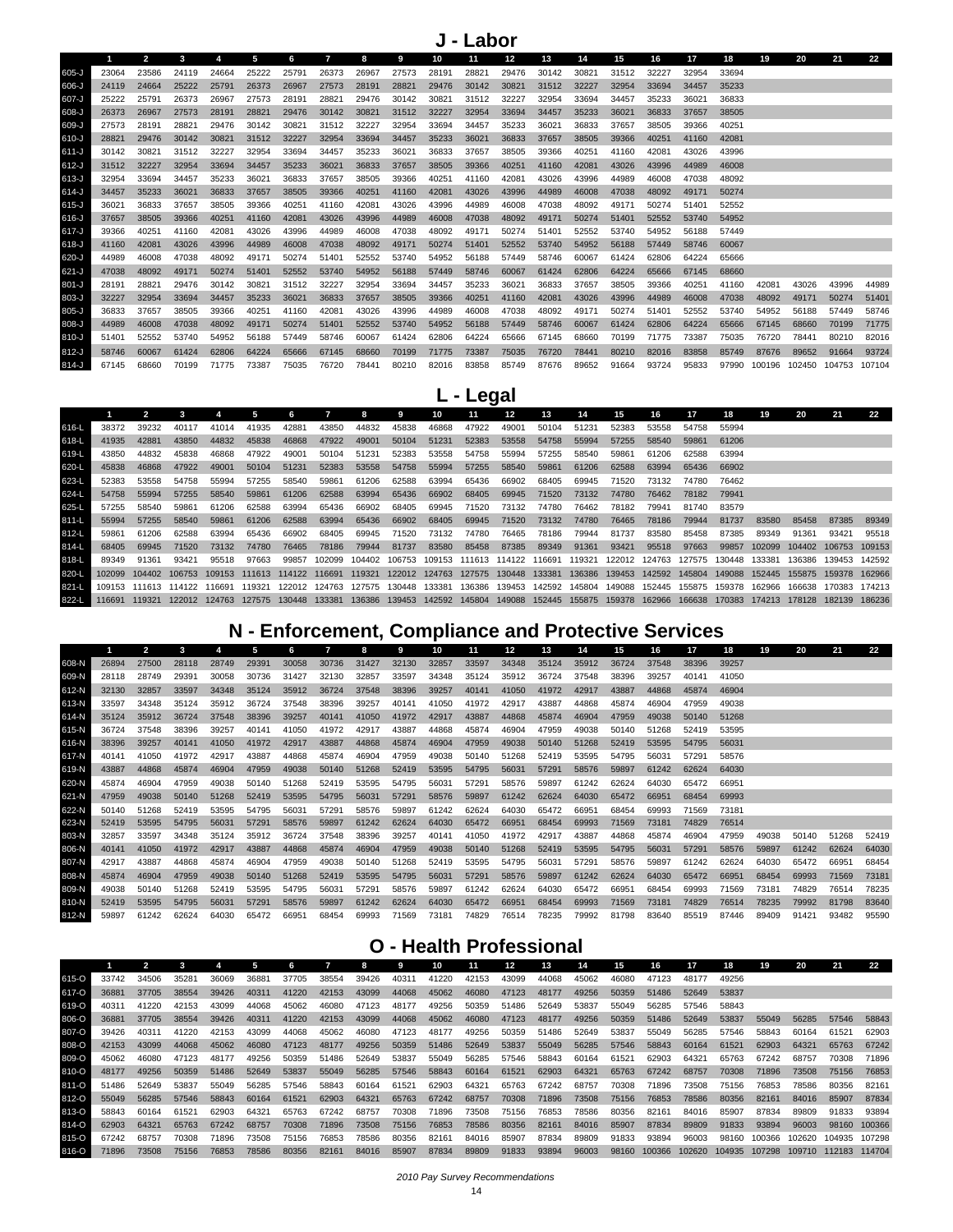## J - Labor

| | 1 | 2 | 3 | 4 | 5 | 6 | 7 | 8 | 9 | 10 | 11 | 12 | 13 | 14 | 15 | 16 | 17 | 18 | 19 | 20 | 21 | 22 |
|---|---|---|---|---|---|---|---|---|---|---|---|---|---|---|---|---|---|---|---|---|---|---|
| 605-J | 23064 | 23586 | 24119 | 24664 | 25222 | 25791 | 26373 | 26967 | 27573 | 28191 | 28821 | 29476 | 30142 | 30821 | 31512 | 32227 | 32954 | 33694 | | | | |
| 606-J | 24119 | 24664 | 25222 | 25791 | 26373 | 26967 | 27573 | 28191 | 28821 | 29476 | 30142 | 30821 | 31512 | 32227 | 32954 | 33694 | 34457 | 35233 | | | | |
| 607-J | 25222 | 25791 | 26373 | 26967 | 27573 | 28191 | 28821 | 29476 | 30142 | 30821 | 31512 | 32227 | 32954 | 33694 | 34457 | 35233 | 36021 | 36833 | | | | |
| 608-J | 26373 | 26967 | 27573 | 28191 | 28821 | 29476 | 30142 | 30821 | 31512 | 32227 | 32954 | 33694 | 34457 | 35233 | 36021 | 36833 | 37657 | 38505 | | | | |
| 609-J | 27573 | 28191 | 28821 | 29476 | 30142 | 30821 | 31512 | 32227 | 32954 | 33694 | 34457 | 35233 | 36021 | 36833 | 37657 | 38505 | 39366 | 40251 | | | | |
| 610-J | 28821 | 29476 | 30142 | 30821 | 31512 | 32227 | 32954 | 33694 | 34457 | 35233 | 36021 | 36833 | 37657 | 38505 | 39366 | 40251 | 41160 | 42081 | | | | |
| 611-J | 30142 | 30821 | 31512 | 32227 | 32954 | 33694 | 34457 | 35233 | 36021 | 36833 | 37657 | 38505 | 39366 | 40251 | 41160 | 42081 | 43026 | 43996 | | | | |
| 612-J | 31512 | 32227 | 32954 | 33694 | 34457 | 35233 | 36021 | 36833 | 37657 | 38505 | 39366 | 40251 | 41160 | 42081 | 43026 | 43996 | 44989 | 46008 | | | | |
| 613-J | 32954 | 33694 | 34457 | 35233 | 36021 | 36833 | 37657 | 38505 | 39366 | 40251 | 41160 | 42081 | 43026 | 43996 | 44989 | 46008 | 47038 | 48092 | | | | |
| 614-J | 34457 | 35233 | 36021 | 36833 | 37657 | 38505 | 39366 | 40251 | 41160 | 42081 | 43026 | 43996 | 44989 | 46008 | 47038 | 48092 | 49171 | 50274 | | | | |
| 615-J | 36021 | 36833 | 37657 | 38505 | 39366 | 40251 | 41160 | 42081 | 43026 | 43996 | 44989 | 46008 | 47038 | 48092 | 49171 | 50274 | 51401 | 52552 | | | | |
| 616-J | 37657 | 38505 | 39366 | 40251 | 41160 | 42081 | 43026 | 43996 | 44989 | 46008 | 47038 | 48092 | 49171 | 50274 | 51401 | 52552 | 53740 | 54952 | | | | |
| 617-J | 39366 | 40251 | 41160 | 42081 | 43026 | 43996 | 44989 | 46008 | 47038 | 48092 | 49171 | 50274 | 51401 | 52552 | 53740 | 54952 | 56188 | 57449 | | | | |
| 618-J | 41160 | 42081 | 43026 | 43996 | 44989 | 46008 | 47038 | 48092 | 49171 | 50274 | 51401 | 52552 | 53740 | 54952 | 56188 | 57449 | 58746 | 60067 | | | | |
| 620-J | 44989 | 46008 | 47038 | 48092 | 49171 | 50274 | 51401 | 52552 | 53740 | 54952 | 56188 | 57449 | 58746 | 60067 | 61424 | 62806 | 64224 | 65666 | | | | |
| 621-J | 47038 | 48092 | 49171 | 50274 | 51401 | 52552 | 53740 | 54952 | 56188 | 57449 | 58746 | 60067 | 61424 | 62806 | 64224 | 65666 | 67145 | 68660 | | | | |
| 801-J | 28191 | 28821 | 29476 | 30142 | 30821 | 31512 | 32227 | 32954 | 33694 | 34457 | 35233 | 36021 | 36833 | 37657 | 38505 | 39366 | 40251 | 41160 | 42081 | 43026 | 43996 | 44989 |
| 803-J | 32227 | 32954 | 33694 | 34457 | 35233 | 36021 | 36833 | 37657 | 38505 | 39366 | 40251 | 41160 | 42081 | 43026 | 43996 | 44989 | 46008 | 47038 | 48092 | 49171 | 50274 | 51401 |
| 805-J | 36833 | 37657 | 38505 | 39366 | 40251 | 41160 | 42081 | 43026 | 43996 | 44989 | 46008 | 47038 | 48092 | 49171 | 50274 | 51401 | 52552 | 53740 | 54952 | 56188 | 57449 | 58746 |
| 808-J | 44989 | 46008 | 47038 | 48092 | 49171 | 50274 | 51401 | 52552 | 53740 | 54952 | 56188 | 57449 | 58746 | 60067 | 61424 | 62806 | 64224 | 65666 | 67145 | 68660 | 70199 | 71775 |
| 810-J | 51401 | 52552 | 53740 | 54952 | 56188 | 57449 | 58746 | 60067 | 61424 | 62806 | 64224 | 65666 | 67145 | 68660 | 70199 | 71775 | 73387 | 75035 | 76720 | 78441 | 80210 | 82016 |
| 812-J | 58746 | 60067 | 61424 | 62806 | 64224 | 65666 | 67145 | 68660 | 70199 | 71775 | 73387 | 75035 | 76720 | 78441 | 80210 | 82016 | 83858 | 85749 | 87676 | 89652 | 91664 | 93724 |
| 814-J | 67145 | 68660 | 70199 | 71775 | 73387 | 75035 | 76720 | 78441 | 80210 | 82016 | 83858 | 85749 | 87676 | 89652 | 91664 | 93724 | 95833 | 97990 | 100196 | 102450 | 104753 | 107104 |

## L - Legal

| | 1 | 2 | 3 | 4 | 5 | 6 | 7 | 8 | 9 | 10 | 11 | 12 | 13 | 14 | 15 | 16 | 17 | 18 | 19 | 20 | 21 | 22 |
|---|---|---|---|---|---|---|---|---|---|---|---|---|---|---|---|---|---|---|---|---|---|---|
| 616-L | 38372 | 39232 | 40117 | 41014 | 41935 | 42881 | 43850 | 44832 | 45838 | 46868 | 47922 | 49001 | 50104 | 51231 | 52383 | 53558 | 54758 | 55994 | | | | |
| 618-L | 41935 | 42881 | 43850 | 44832 | 45838 | 46868 | 47922 | 49001 | 50104 | 51231 | 52383 | 53558 | 54758 | 55994 | 57255 | 58540 | 59861 | 61206 | | | | |
| 619-L | 43850 | 44832 | 45838 | 46868 | 47922 | 49001 | 50104 | 51231 | 52383 | 53558 | 54758 | 55994 | 57255 | 58540 | 59861 | 61206 | 62588 | 63994 | | | | |
| 620-L | 45838 | 46868 | 47922 | 49001 | 50104 | 51231 | 52383 | 53558 | 54758 | 55994 | 57255 | 58540 | 59861 | 61206 | 62588 | 63994 | 65436 | 66902 | | | | |
| 623-L | 52383 | 53558 | 54758 | 55994 | 57255 | 58540 | 59861 | 61206 | 62588 | 63994 | 65436 | 66902 | 68405 | 69945 | 71520 | 73132 | 74780 | 76462 | | | | |
| 624-L | 54758 | 55994 | 57255 | 58540 | 59861 | 61206 | 62588 | 63994 | 65436 | 66902 | 68405 | 69945 | 71520 | 73132 | 74780 | 76462 | 78182 | 79941 | | | | |
| 625-L | 57255 | 58540 | 59861 | 61206 | 62588 | 63994 | 65436 | 66902 | 68405 | 69945 | 71520 | 73132 | 74780 | 76462 | 78182 | 79941 | 81740 | 83579 | | | | |
| 811-L | 55994 | 57255 | 58540 | 59861 | 61206 | 62588 | 63994 | 65436 | 66902 | 68405 | 69945 | 71520 | 73132 | 74780 | 76465 | 78186 | 79944 | 81737 | 83580 | 85458 | 87385 | 89349 |
| 812-L | 59861 | 61206 | 62588 | 63994 | 65436 | 66902 | 68405 | 69945 | 71520 | 73132 | 74780 | 76465 | 78186 | 79944 | 81737 | 83580 | 85458 | 87385 | 89349 | 91361 | 93421 | 95518 |
| 814-L | 68405 | 69945 | 71520 | 73132 | 74780 | 76465 | 78186 | 79944 | 81737 | 83580 | 85458 | 87385 | 89349 | 91361 | 93421 | 95518 | 97663 | 99857 | 102099 | 104402 | 106753 | 109153 |
| 818-L | 89349 | 91361 | 93421 | 95518 | 97663 | 99857 | 102099 | 104402 | 106753 | 109153 | 111613 | 114122 | 116691 | 119321 | 122012 | 124763 | 127575 | 130448 | 133381 | 136386 | 139453 | 142592 |
| 820-L | 102099 | 104402 | 106753 | 109153 | 111613 | 114122 | 116691 | 119321 | 122012 | 124763 | 127575 | 130448 | 133381 | 136386 | 139453 | 142592 | 145804 | 149088 | 152445 | 155875 | 159378 | 162966 |
| 821-L | 109153 | 111613 | 114122 | 116691 | 119321 | 122012 | 124763 | 127575 | 130448 | 133381 | 136386 | 139453 | 142592 | 145804 | 149088 | 152445 | 155875 | 159378 | 162966 | 166638 | 170383 | 174213 |
| 822-L | 116691 | 119321 | 122012 | 124763 | 127575 | 130448 | 133381 | 136386 | 139453 | 142592 | 145804 | 149088 | 152445 | 155875 | 159378 | 162966 | 166638 | 170383 | 174213 | 178128 | 182139 | 186236 |

## N - Enforcement, Compliance and Protective Services

| | 1 | 2 | 3 | 4 | 5 | 6 | 7 | 8 | 9 | 10 | 11 | 12 | 13 | 14 | 15 | 16 | 17 | 18 | 19 | 20 | 21 | 22 |
|---|---|---|---|---|---|---|---|---|---|---|---|---|---|---|---|---|---|---|---|---|---|---|
| 608-N | 26894 | 27500 | 28118 | 28749 | 29391 | 30058 | 30736 | 31427 | 32130 | 32857 | 33597 | 34348 | 35124 | 35912 | 36724 | 37548 | 38396 | 39257 | | | | |
| 609-N | 28118 | 28749 | 29391 | 30058 | 30736 | 31427 | 32130 | 32857 | 33597 | 34348 | 35124 | 35912 | 36724 | 37548 | 38396 | 39257 | 40141 | 41050 | | | | |
| 612-N | 32130 | 32857 | 33597 | 34348 | 35124 | 35912 | 36724 | 37548 | 38396 | 39257 | 40141 | 41050 | 41972 | 42917 | 43887 | 44868 | 45874 | 46904 | | | | |
| 613-N | 33597 | 34348 | 35124 | 35912 | 36724 | 37548 | 38396 | 39257 | 40141 | 41050 | 41972 | 42917 | 43887 | 44868 | 45874 | 46904 | 47959 | 49038 | | | | |
| 614-N | 35124 | 35912 | 36724 | 37548 | 38396 | 39257 | 40141 | 41050 | 41972 | 42917 | 43887 | 44868 | 45874 | 46904 | 47959 | 49038 | 50140 | 51268 | | | | |
| 615-N | 36724 | 37548 | 38396 | 39257 | 40141 | 41050 | 41972 | 42917 | 43887 | 44868 | 45874 | 46904 | 47959 | 49038 | 50140 | 51268 | 52419 | 53595 | | | | |
| 616-N | 38396 | 39257 | 40141 | 41050 | 41972 | 42917 | 43887 | 44868 | 45874 | 46904 | 47959 | 49038 | 50140 | 51268 | 52419 | 53595 | 54795 | 56031 | | | | |
| 617-N | 40141 | 41050 | 41972 | 42917 | 43887 | 44868 | 45874 | 46904 | 47959 | 49038 | 50140 | 51268 | 52419 | 53595 | 54795 | 56031 | 57291 | 58576 | | | | |
| 619-N | 43887 | 44868 | 45874 | 46904 | 47959 | 49038 | 50140 | 51268 | 52419 | 53595 | 54795 | 56031 | 57291 | 58576 | 59897 | 61242 | 62624 | 64030 | | | | |
| 620-N | 45874 | 46904 | 47959 | 49038 | 50140 | 51268 | 52419 | 53595 | 54795 | 56031 | 57291 | 58576 | 59897 | 61242 | 62624 | 64030 | 65472 | 66951 | | | | |
| 621-N | 47959 | 49038 | 50140 | 51268 | 52419 | 53595 | 54795 | 56031 | 57291 | 58576 | 59897 | 61242 | 62624 | 64030 | 65472 | 66951 | 68454 | 69993 | | | | |
| 622-N | 50140 | 51268 | 52419 | 53595 | 54795 | 56031 | 57291 | 58576 | 59897 | 61242 | 62624 | 64030 | 65472 | 66951 | 68454 | 69993 | 71569 | 73181 | | | | |
| 623-N | 52419 | 53595 | 54795 | 56031 | 57291 | 58576 | 59897 | 61242 | 62624 | 64030 | 65472 | 66951 | 68454 | 69993 | 71569 | 73181 | 74829 | 76514 | | | | |
| 803-N | 32857 | 33597 | 34348 | 35124 | 35912 | 36724 | 37548 | 38396 | 39257 | 40141 | 41050 | 41972 | 42917 | 43887 | 44868 | 45874 | 46904 | 47959 | 49038 | 50140 | 51268 | 52419 |
| 806-N | 40141 | 41050 | 41972 | 42917 | 43887 | 44868 | 45874 | 46904 | 47959 | 49038 | 50140 | 51268 | 52419 | 53595 | 54795 | 56031 | 57291 | 58576 | 59897 | 61242 | 62624 | 64030 |
| 807-N | 42917 | 43887 | 44868 | 45874 | 46904 | 47959 | 49038 | 50140 | 51268 | 52419 | 53595 | 54795 | 56031 | 57291 | 58576 | 59897 | 61242 | 62624 | 64030 | 65472 | 66951 | 68454 |
| 808-N | 45874 | 46904 | 47959 | 49038 | 50140 | 51268 | 52419 | 53595 | 54795 | 56031 | 57291 | 58576 | 59897 | 61242 | 62624 | 64030 | 65472 | 66951 | 68454 | 69993 | 71569 | 73181 |
| 809-N | 49038 | 50140 | 51268 | 52419 | 53595 | 54795 | 56031 | 57291 | 58576 | 59897 | 61242 | 62624 | 64030 | 65472 | 66951 | 68454 | 69993 | 71569 | 73181 | 74829 | 76514 | 78235 |
| 810-N | 52419 | 53595 | 54795 | 56031 | 57291 | 58576 | 59897 | 61242 | 62624 | 64030 | 65472 | 66951 | 68454 | 69993 | 71569 | 73181 | 74829 | 76514 | 78235 | 79992 | 81798 | 83640 |
| 812-N | 59897 | 61242 | 62624 | 64030 | 65472 | 66951 | 68454 | 69993 | 71569 | 73181 | 74829 | 76514 | 78235 | 79992 | 81798 | 83640 | 85519 | 87446 | 89409 | 91421 | 93482 | 95590 |

## O - Health Professional

| | 1 | 2 | 3 | 4 | 5 | 6 | 7 | 8 | 9 | 10 | 11 | 12 | 13 | 14 | 15 | 16 | 17 | 18 | 19 | 20 | 21 | 22 |
|---|---|---|---|---|---|---|---|---|---|---|---|---|---|---|---|---|---|---|---|---|---|---|
| 615-O | 33742 | 34506 | 35281 | 36069 | 36881 | 37705 | 38554 | 39426 | 40311 | 41220 | 42153 | 43099 | 44068 | 45062 | 46080 | 47123 | 48177 | 49256 | | | | |
| 617-O | 36881 | 37705 | 38554 | 39426 | 40311 | 41220 | 42153 | 43099 | 44068 | 45062 | 46080 | 47123 | 48177 | 49256 | 50359 | 51486 | 52649 | 53837 | | | | |
| 619-O | 40311 | 41220 | 42153 | 43099 | 44068 | 45062 | 46080 | 47123 | 48177 | 49256 | 50359 | 51486 | 52649 | 53837 | 55049 | 56285 | 57546 | 58843 | | | | |
| 806-O | 36881 | 37705 | 38554 | 39426 | 40311 | 41220 | 42153 | 43099 | 44068 | 45062 | 46080 | 47123 | 48177 | 49256 | 50359 | 51486 | 52649 | 53837 | 55049 | 56285 | 57546 | 58843 |
| 807-O | 39426 | 40311 | 41220 | 42153 | 43099 | 44068 | 45062 | 46080 | 47123 | 48177 | 49256 | 50359 | 51486 | 52649 | 53837 | 55049 | 56285 | 57546 | 58843 | 60164 | 61521 | 62903 |
| 808-O | 42153 | 43099 | 44068 | 45062 | 46080 | 47123 | 48177 | 49256 | 50359 | 51486 | 52649 | 53837 | 55049 | 56285 | 57546 | 58843 | 60164 | 61521 | 62903 | 64321 | 65763 | 67242 |
| 809-O | 45062 | 46080 | 47123 | 48177 | 49256 | 50359 | 51486 | 52649 | 53837 | 55049 | 56285 | 57546 | 58843 | 60164 | 61521 | 62903 | 64321 | 65763 | 67242 | 68757 | 70308 | 71896 |
| 810-O | 48177 | 49256 | 50359 | 51486 | 52649 | 53837 | 55049 | 56285 | 57546 | 58843 | 60164 | 61521 | 62903 | 64321 | 65763 | 67242 | 68757 | 70308 | 71896 | 73508 | 75156 | 76853 |
| 811-O | 51486 | 52649 | 53837 | 55049 | 56285 | 57546 | 58843 | 60164 | 61521 | 62903 | 64321 | 65763 | 67242 | 68757 | 70308 | 71896 | 73508 | 75156 | 76853 | 78586 | 80356 | 82161 |
| 812-O | 55049 | 56285 | 57546 | 58843 | 60164 | 61521 | 62903 | 64321 | 65763 | 67242 | 68757 | 70308 | 71896 | 73508 | 75156 | 76853 | 78586 | 80356 | 82161 | 84016 | 85907 | 87834 |
| 813-O | 58843 | 60164 | 61521 | 62903 | 64321 | 65763 | 67242 | 68757 | 70308 | 71896 | 73508 | 75156 | 76853 | 78586 | 80356 | 82161 | 84016 | 85907 | 87834 | 89809 | 91833 | 93894 |
| 814-O | 62903 | 64321 | 65763 | 67242 | 68757 | 70308 | 71896 | 73508 | 75156 | 76853 | 78586 | 80356 | 82161 | 84016 | 85907 | 87834 | 89809 | 91833 | 93894 | 96003 | 98160 | 100366 |
| 815-O | 67242 | 68757 | 70308 | 71896 | 73508 | 75156 | 76853 | 78586 | 80356 | 82161 | 84016 | 85907 | 87834 | 89809 | 91833 | 93894 | 96003 | 98160 | 100366 | 102620 | 104935 | 107298 |
| 816-O | 71896 | 73508 | 75156 | 76853 | 78586 | 80356 | 82161 | 84016 | 85907 | 87834 | 89809 | 91833 | 93894 | 96003 | 98160 | 100366 | 102620 | 104935 | 107298 | 109710 | 112183 | 114704 |

*2010 Pay Survey Recommendations*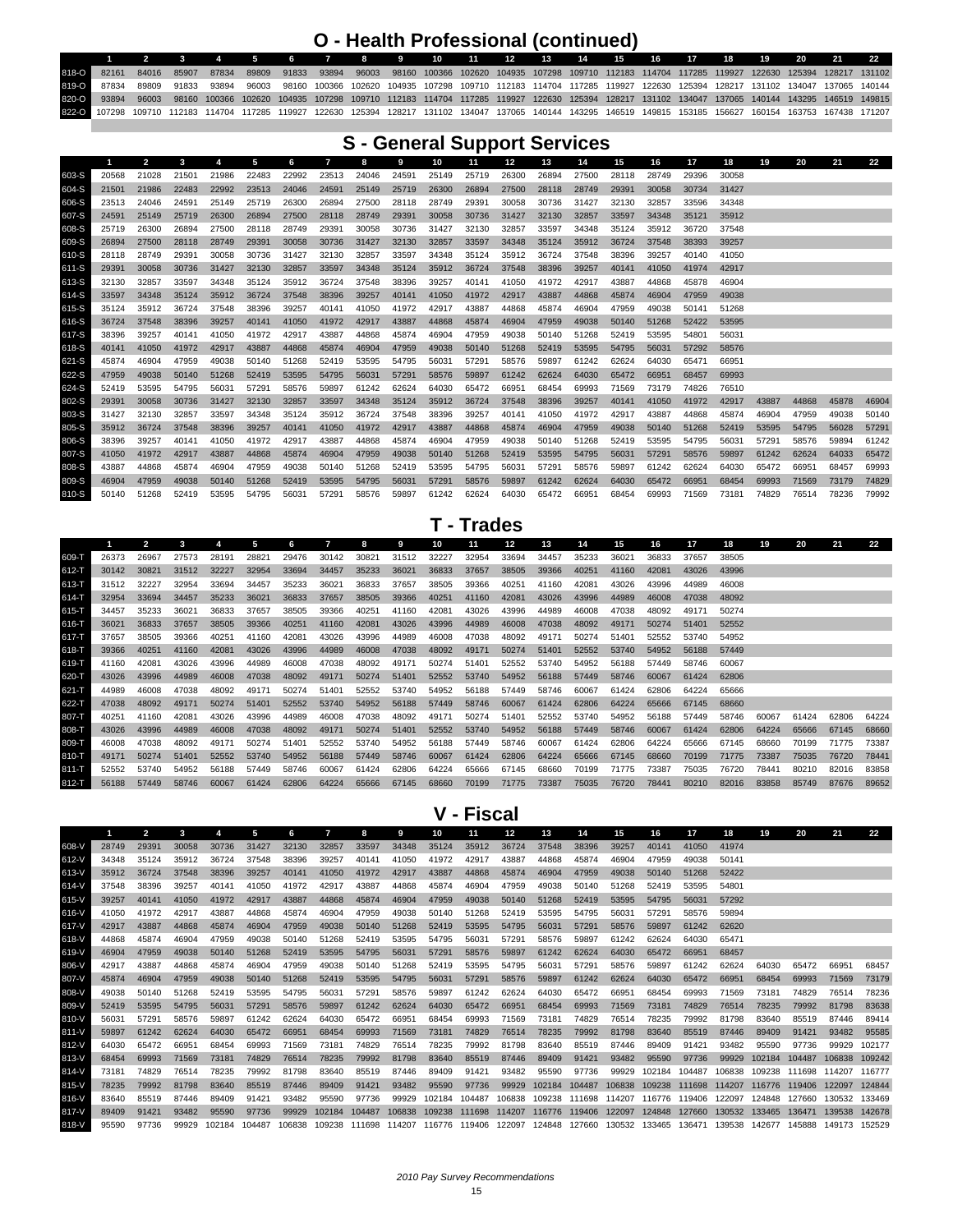# O - Health Professional (continued)

| | 1 | 2 | 3 | 4 | 5 | 6 | 7 | 8 | 9 | 10 | 11 | 12 | 13 | 14 | 15 | 16 | 17 | 18 | 19 | 20 | 21 | 22 |
|---|---|---|---|---|---|---|---|---|---|---|---|---|---|---|---|---|---|---|---|---|---|---|
| 818-O | 82161 | 84016 | 85907 | 87834 | 89809 | 91833 | 93894 | 96003 | 98160 | 100366 | 102620 | 104935 | 107298 | 109710 | 112183 | 114704 | 117285 | 119927 | 122630 | 125394 | 128217 | 131102 |
| 819-O | 87834 | 89809 | 91833 | 93894 | 96003 | 98160 | 100366 | 102620 | 104935 | 107298 | 109710 | 112183 | 114704 | 117285 | 119927 | 122630 | 125394 | 128217 | 131102 | 134047 | 137065 | 140144 |
| 820-O | 93894 | 96003 | 98160 | 100366 | 102620 | 104935 | 107298 | 109710 | 112183 | 114704 | 117285 | 119927 | 122630 | 125394 | 128217 | 131102 | 134047 | 137065 | 140144 | 143295 | 146519 | 149815 |
| 822-O | 107298 | 109710 | 112183 | 114704 | 117285 | 119927 | 122630 | 125394 | 128217 | 131102 | 134047 | 137065 | 140144 | 143295 | 146519 | 149815 | 153185 | 156627 | 160154 | 163753 | 167438 | 171207 |

# S - General Support Services

| | 1 | 2 | 3 | 4 | 5 | 6 | 7 | 8 | 9 | 10 | 11 | 12 | 13 | 14 | 15 | 16 | 17 | 18 | 19 | 20 | 21 | 22 |
|---|---|---|---|---|---|---|---|---|---|---|---|---|---|---|---|---|---|---|---|---|---|---|
| 603-S | 20568 | 21028 | 21501 | 21986 | 22483 | 22992 | 23513 | 24046 | 24591 | 25149 | 25719 | 26300 | 26894 | 27500 | 28118 | 28749 | 29296 | 30058 | | | | |
| 604-S | 21501 | 21986 | 22483 | 22992 | 23513 | 24046 | 24591 | 25149 | 25719 | 26300 | 26894 | 27500 | 28118 | 28749 | 29391 | 30058 | 30734 | 31427 | | | | |
| 606-S | 23513 | 24046 | 24591 | 25149 | 25719 | 26300 | 26894 | 27500 | 28118 | 28749 | 29391 | 30058 | 30736 | 31427 | 32130 | 32857 | 33596 | 34348 | | | | |
| 607-S | 24591 | 25149 | 25719 | 26300 | 26894 | 27500 | 28118 | 28749 | 29391 | 30058 | 30736 | 31427 | 32130 | 32857 | 33597 | 34348 | 35121 | 35912 | | | | |
| 608-S | 25719 | 26300 | 26894 | 27500 | 28118 | 28749 | 29391 | 30058 | 30736 | 31427 | 32130 | 32857 | 33597 | 34348 | 35124 | 35912 | 36720 | 37548 | | | | |
| 609-S | 26894 | 27500 | 28118 | 28749 | 29391 | 30058 | 30736 | 31427 | 32130 | 32857 | 33597 | 34348 | 35124 | 35912 | 36724 | 37548 | 38393 | 39257 | | | | |
| 610-S | 28118 | 28749 | 29391 | 30058 | 30736 | 31427 | 32130 | 32857 | 33597 | 34348 | 35124 | 35912 | 36724 | 37548 | 38396 | 39257 | 40140 | 41050 | | | | |
| 611-S | 29391 | 30058 | 30736 | 31427 | 32130 | 32857 | 33597 | 34348 | 35124 | 35912 | 36724 | 37548 | 38396 | 39257 | 40141 | 41050 | 41974 | 42917 | | | | |
| 613-S | 32130 | 32857 | 33597 | 34348 | 35124 | 35912 | 36724 | 37548 | 38396 | 39257 | 40141 | 41050 | 41972 | 42917 | 43887 | 44868 | 45878 | 46904 | | | | |
| 614-S | 33597 | 34348 | 35124 | 35912 | 36724 | 37548 | 38396 | 39257 | 40141 | 41050 | 41972 | 42917 | 43887 | 44868 | 45874 | 46904 | 47959 | 49038 | | | | |
| 615-S | 35124 | 35912 | 36724 | 37548 | 38396 | 39257 | 40141 | 41050 | 41972 | 42917 | 43887 | 44868 | 45874 | 46904 | 47959 | 49038 | 50141 | 51268 | | | | |
| 616-S | 36724 | 37548 | 38396 | 39257 | 40141 | 41050 | 41972 | 42917 | 43887 | 44868 | 45874 | 46904 | 47959 | 49038 | 50140 | 51268 | 52422 | 53595 | | | | |
| 617-S | 38396 | 39257 | 40141 | 41050 | 41972 | 42917 | 43887 | 44868 | 45874 | 46904 | 47959 | 49038 | 50140 | 51268 | 52419 | 53595 | 54801 | 56031 | | | | |
| 618-S | 40141 | 41050 | 41972 | 42917 | 43887 | 44868 | 45874 | 46904 | 47959 | 49038 | 50140 | 51268 | 52419 | 53595 | 54795 | 56031 | 57292 | 58576 | | | | |
| 621-S | 45874 | 46904 | 47959 | 49038 | 50140 | 51268 | 52419 | 53595 | 54795 | 56031 | 57291 | 58576 | 59897 | 61242 | 62624 | 64030 | 65471 | 66951 | | | | |
| 622-S | 47959 | 49038 | 50140 | 51268 | 52419 | 53595 | 54795 | 56031 | 57291 | 58576 | 59897 | 61242 | 62624 | 64030 | 65472 | 66951 | 68457 | 69993 | | | | |
| 624-S | 52419 | 53595 | 54795 | 56031 | 57291 | 58576 | 59897 | 61242 | 62624 | 64030 | 65472 | 66951 | 68454 | 69993 | 71569 | 73179 | 74826 | 76510 | | | | |
| 802-S | 29391 | 30058 | 30736 | 31427 | 32130 | 32857 | 33597 | 34348 | 35124 | 35912 | 36724 | 37548 | 38396 | 39257 | 40141 | 41050 | 41972 | 42917 | 43887 | 44868 | 45878 | 46904 |
| 803-S | 31427 | 32130 | 32857 | 33597 | 34348 | 35124 | 35912 | 36724 | 37548 | 38396 | 39257 | 40141 | 41050 | 41972 | 42917 | 43887 | 44868 | 45874 | 46904 | 47959 | 49038 | 50140 |
| 805-S | 35912 | 36724 | 37548 | 38396 | 39257 | 40141 | 41050 | 41972 | 42917 | 43887 | 44868 | 45874 | 46904 | 47959 | 49038 | 50140 | 51268 | 52419 | 53595 | 54795 | 56028 | 57291 |
| 806-S | 38396 | 39257 | 40141 | 41050 | 41972 | 42917 | 43887 | 44868 | 45874 | 46904 | 47959 | 49038 | 50140 | 51268 | 52419 | 53595 | 54795 | 56031 | 57291 | 58576 | 59894 | 61242 |
| 807-S | 41050 | 41972 | 42917 | 43887 | 44868 | 45874 | 46904 | 47959 | 49038 | 50140 | 51268 | 52419 | 53595 | 54795 | 56031 | 57291 | 58576 | 59897 | 61242 | 62624 | 64033 | 65472 |
| 808-S | 43887 | 44868 | 45874 | 46904 | 47959 | 49038 | 50140 | 51268 | 52419 | 53595 | 54795 | 56031 | 57291 | 58576 | 59897 | 61242 | 62624 | 64030 | 65472 | 66951 | 68457 | 69993 |
| 809-S | 46904 | 47959 | 49038 | 50140 | 51268 | 52419 | 53595 | 54795 | 56031 | 57291 | 58576 | 59897 | 61242 | 62624 | 64030 | 65472 | 66951 | 68454 | 69993 | 71569 | 73179 | 74829 |
| 810-S | 50140 | 51268 | 52419 | 53595 | 54795 | 56031 | 57291 | 58576 | 59897 | 61242 | 62624 | 64030 | 65472 | 66951 | 68454 | 69993 | 71569 | 73181 | 74829 | 76514 | 78236 | 79992 |

# T - Trades

| | 1 | 2 | 3 | 4 | 5 | 6 | 7 | 8 | 9 | 10 | 11 | 12 | 13 | 14 | 15 | 16 | 17 | 18 | 19 | 20 | 21 | 22 |
|---|---|---|---|---|---|---|---|---|---|---|---|---|---|---|---|---|---|---|---|---|---|---|
| 609-T | 26373 | 26967 | 27573 | 28191 | 28821 | 29476 | 30142 | 30821 | 31512 | 32227 | 32954 | 33694 | 34457 | 35233 | 36021 | 36833 | 37657 | 38505 | | | | |
| 612-T | 30142 | 30821 | 31512 | 32227 | 32954 | 33694 | 34457 | 35233 | 36021 | 36833 | 37657 | 38505 | 39366 | 40251 | 41160 | 42081 | 43026 | 43996 | | | | |
| 613-T | 31512 | 32227 | 32954 | 33694 | 34457 | 35233 | 36021 | 36833 | 37657 | 38505 | 39366 | 40251 | 41160 | 42081 | 43026 | 43996 | 44989 | 46008 | | | | |
| 614-T | 32954 | 33694 | 34457 | 35233 | 36021 | 36833 | 37657 | 38505 | 39366 | 40251 | 41160 | 42081 | 43026 | 43996 | 44989 | 46008 | 47038 | 48092 | | | | |
| 615-T | 34457 | 35233 | 36021 | 36833 | 37657 | 38505 | 39366 | 40251 | 41160 | 42081 | 43026 | 43996 | 44989 | 46008 | 47038 | 48092 | 49171 | 50274 | | | | |
| 616-T | 36021 | 36833 | 37657 | 38505 | 39366 | 40251 | 41160 | 42081 | 43026 | 43996 | 44989 | 46008 | 47038 | 48092 | 49171 | 50274 | 51401 | 52552 | | | | |
| 617-T | 37657 | 38505 | 39366 | 40251 | 41160 | 42081 | 43026 | 43996 | 44989 | 46008 | 47038 | 48092 | 49171 | 50274 | 51401 | 52552 | 53740 | 54952 | | | | |
| 618-T | 39366 | 40251 | 41160 | 42081 | 43026 | 43996 | 44989 | 46008 | 47038 | 48092 | 49171 | 50274 | 51401 | 52552 | 53740 | 54952 | 56188 | 57449 | | | | |
| 619-T | 41160 | 42081 | 43026 | 43996 | 44989 | 46008 | 47038 | 48092 | 49171 | 50274 | 51401 | 52552 | 53740 | 54952 | 56188 | 57449 | 58746 | 60067 | | | | |
| 620-T | 43026 | 43996 | 44989 | 46008 | 47038 | 48092 | 49171 | 50274 | 51401 | 52552 | 53740 | 54952 | 56188 | 57449 | 58746 | 60067 | 61424 | 62806 | | | | |
| 621-T | 44989 | 46008 | 47038 | 48092 | 49171 | 50274 | 51401 | 52552 | 53740 | 54952 | 56188 | 57449 | 58746 | 60067 | 61424 | 62806 | 64224 | 65666 | | | | |
| 622-T | 47038 | 48092 | 49171 | 50274 | 51401 | 52552 | 53740 | 54952 | 56188 | 57449 | 58746 | 60067 | 61424 | 62806 | 64224 | 65666 | 67145 | 68660 | | | | |
| 807-T | 40251 | 41160 | 42081 | 43026 | 43996 | 44989 | 46008 | 47038 | 48092 | 49171 | 50274 | 51401 | 52552 | 53740 | 54952 | 56188 | 57449 | 58746 | 60067 | 61424 | 62806 | 64224 |
| 808-T | 43026 | 43996 | 44989 | 46008 | 47038 | 48092 | 49171 | 50274 | 51401 | 52552 | 53740 | 54952 | 56188 | 57449 | 58746 | 60067 | 61424 | 62806 | 64224 | 65666 | 67145 | 68660 |
| 809-T | 46008 | 47038 | 48092 | 49171 | 50274 | 51401 | 52552 | 53740 | 54952 | 56188 | 57449 | 58746 | 60067 | 61424 | 62806 | 64224 | 65666 | 67145 | 68660 | 70199 | 71775 | 73387 |
| 810-T | 49171 | 50274 | 51401 | 52552 | 53740 | 54952 | 56188 | 57449 | 58746 | 60067 | 61424 | 62806 | 64224 | 65666 | 67145 | 68660 | 70199 | 71775 | 73387 | 75035 | 76720 | 78441 |
| 811-T | 52552 | 53740 | 54952 | 56188 | 57449 | 58746 | 60067 | 61424 | 62806 | 64224 | 65666 | 67145 | 68660 | 70199 | 71775 | 73387 | 75035 | 76720 | 78441 | 80210 | 82016 | 83858 |
| 812-T | 56188 | 57449 | 58746 | 60067 | 61424 | 62806 | 64224 | 65666 | 67145 | 68660 | 70199 | 71775 | 73387 | 75035 | 76720 | 78441 | 80210 | 82016 | 83858 | 85749 | 87676 | 89652 |

# V - Fiscal

| | 1 | 2 | 3 | 4 | 5 | 6 | 7 | 8 | 9 | 10 | 11 | 12 | 13 | 14 | 15 | 16 | 17 | 18 | 19 | 20 | 21 | 22 |
|---|---|---|---|---|---|---|---|---|---|---|---|---|---|---|---|---|---|---|---|---|---|---|
| 608-V | 28749 | 29391 | 30058 | 30736 | 31427 | 32130 | 32857 | 33597 | 34348 | 35124 | 35912 | 36724 | 37548 | 38396 | 39257 | 40141 | 41050 | 41974 | | | | |
| 612-V | 34348 | 35124 | 35912 | 36724 | 37548 | 38396 | 39257 | 40141 | 41050 | 41972 | 42917 | 43887 | 44868 | 45874 | 46904 | 47959 | 49038 | 50141 | | | | |
| 613-V | 35912 | 36724 | 37548 | 38396 | 39257 | 40141 | 41050 | 41972 | 42917 | 43887 | 44868 | 45874 | 46904 | 47959 | 49038 | 50140 | 51268 | 52422 | | | | |
| 614-V | 37548 | 38396 | 39257 | 40141 | 41050 | 41972 | 42917 | 43887 | 44868 | 45874 | 46904 | 47959 | 49038 | 50140 | 51268 | 52419 | 53595 | 54801 | | | | |
| 615-V | 39257 | 40141 | 41050 | 41972 | 42917 | 43887 | 44868 | 45874 | 46904 | 47959 | 49038 | 50140 | 51268 | 52419 | 53595 | 54795 | 56031 | 57292 | | | | |
| 616-V | 41050 | 41972 | 42917 | 43887 | 44868 | 45874 | 46904 | 47959 | 49038 | 50140 | 51268 | 52419 | 53595 | 54795 | 56031 | 57291 | 58576 | 59894 | | | | |
| 617-V | 42917 | 43887 | 44868 | 45874 | 46904 | 47959 | 49038 | 50140 | 51268 | 52419 | 53595 | 54795 | 56031 | 57291 | 58576 | 59897 | 61242 | 62620 | | | | |
| 618-V | 44868 | 45874 | 46904 | 47959 | 49038 | 50140 | 51268 | 52419 | 53595 | 54795 | 56031 | 57291 | 58576 | 59897 | 61242 | 62624 | 64030 | 65471 | | | | |
| 619-V | 46904 | 47959 | 49038 | 50140 | 51268 | 52419 | 53595 | 54795 | 56031 | 57291 | 58576 | 59897 | 61242 | 62624 | 64030 | 65472 | 66951 | 68457 | | | | |
| 806-V | 42917 | 43887 | 44868 | 45874 | 46904 | 47959 | 49038 | 50140 | 51268 | 52419 | 53595 | 54795 | 56031 | 57291 | 58576 | 59897 | 61242 | 62624 | 64030 | 65472 | 66951 | 68457 |
| 807-V | 45874 | 46904 | 47959 | 49038 | 50140 | 51268 | 52419 | 53595 | 54795 | 56031 | 57291 | 58576 | 59897 | 61242 | 62624 | 64030 | 65472 | 66951 | 68454 | 69993 | 71569 | 73179 |
| 808-V | 49038 | 50140 | 51268 | 52419 | 53595 | 54795 | 56031 | 57291 | 58576 | 59897 | 61242 | 62624 | 64030 | 65472 | 66951 | 68454 | 69993 | 71569 | 73181 | 74829 | 76514 | 78236 |
| 809-V | 52419 | 53595 | 54795 | 56031 | 57291 | 58576 | 59897 | 61242 | 62624 | 64030 | 65472 | 66951 | 68454 | 69993 | 71569 | 73181 | 74829 | 76514 | 78235 | 79992 | 81798 | 83638 |
| 810-V | 56031 | 57291 | 58576 | 59897 | 61242 | 62624 | 64030 | 65472 | 66951 | 68454 | 69993 | 71569 | 73181 | 74829 | 76514 | 78235 | 79992 | 81798 | 83640 | 85519 | 87446 | 89414 |
| 811-V | 59897 | 61242 | 62624 | 64030 | 65472 | 66951 | 68454 | 69993 | 71569 | 73181 | 74829 | 76514 | 78235 | 79992 | 81798 | 83640 | 85519 | 87446 | 89409 | 91421 | 93482 | 95585 |
| 812-V | 64030 | 65472 | 66951 | 68454 | 69993 | 71569 | 73181 | 74829 | 76514 | 78235 | 79992 | 81798 | 83640 | 85519 | 87446 | 89409 | 91421 | 93482 | 95590 | 97736 | 99929 | 102177 |
| 813-V | 68454 | 69993 | 71569 | 73181 | 74829 | 76514 | 78235 | 79992 | 81798 | 83640 | 85519 | 87446 | 89409 | 91421 | 93482 | 95590 | 97736 | 99929 | 102184 | 104487 | 106838 | 109242 |
| 814-V | 73181 | 74829 | 76514 | 78235 | 79992 | 81798 | 83640 | 85519 | 87446 | 89409 | 91421 | 93482 | 95590 | 97736 | 99929 | 102184 | 104487 | 106838 | 109238 | 111698 | 114207 | 116777 |
| 815-V | 78235 | 79992 | 81798 | 83640 | 85519 | 87446 | 89409 | 91421 | 93482 | 95590 | 97736 | 99929 | 102184 | 104487 | 106838 | 109238 | 111698 | 114207 | 116776 | 119406 | 122097 | 124844 |
| 816-V | 83640 | 85519 | 87446 | 89409 | 91421 | 93482 | 95590 | 97736 | 99929 | 102184 | 104487 | 106838 | 109238 | 111698 | 114207 | 116776 | 119406 | 122097 | 124848 | 127660 | 130532 | 133469 |
| 817-V | 89409 | 91421 | 93482 | 95590 | 97736 | 99929 | 102184 | 104487 | 106838 | 109238 | 111698 | 114207 | 116776 | 119406 | 122097 | 124848 | 127660 | 130532 | 133465 | 136471 | 139538 | 142678 |
| 818-V | 95590 | 97736 | 99929 | 102184 | 104487 | 106838 | 109238 | 111698 | 114207 | 116776 | 119406 | 122097 | 124848 | 127660 | 130532 | 133465 | 136471 | 139538 | 142677 | 145888 | 149173 | 152529 |

*2010 Pay Survey Recommendations*